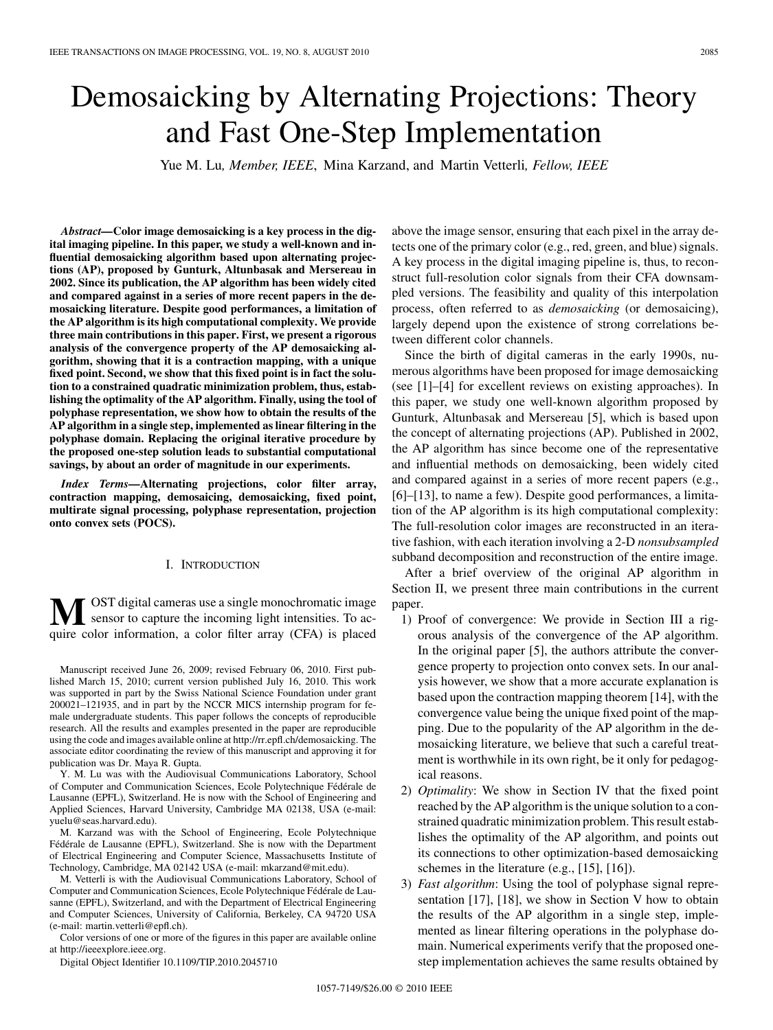# Demosaicking by Alternating Projections: Theory and Fast One-Step Implementation

Yue M. Lu, *Member, IEEE*, Mina Karzand, and Martin Vetterli, *Fellow, IEEE*

***Abstract*—Color image demosaicking is a key process in the digital imaging pipeline. In this paper, we study a well-known and influential demosaicking algorithm based upon alternating projections (AP), proposed by Gunturk, Altunbasak and Mersereau in 2002. Since its publication, the AP algorithm has been widely cited and compared against in a series of more recent papers in the demosaicking literature. Despite good performances, a limitation of the AP algorithm is its high computational complexity. We provide three main contributions in this paper. First, we present a rigorous analysis of the convergence property of the AP demosaicking algorithm, showing that it is a contraction mapping, with a unique fixed point. Second, we show that this fixed point is in fact the solution to a constrained quadratic minimization problem, thus, establishing the optimality of the AP algorithm. Finally, using the tool of polyphase representation, we show how to obtain the results of the AP algorithm in a single step, implemented as linear filtering in the polyphase domain. Replacing the original iterative procedure by the proposed one-step solution leads to substantial computational savings, by about an order of magnitude in our experiments.**

***Index Terms*—Alternating projections, color filter array, contraction mapping, demosaicing, demosaicking, fixed point, multirate signal processing, polyphase representation, projection onto convex sets (POCS).**

## I. Introduction

Most digital cameras use a single monochromatic image sensor to capture the incoming light intensities. To acquire color information, a color filter array (CFA) is placed above the image sensor, ensuring that each pixel in the array detects one of the primary color (e.g., red, green, and blue) signals. A key process in the digital imaging pipeline is, thus, to reconstruct full-resolution color signals from their CFA downsampled versions. The feasibility and quality of this interpolation process, often referred to as *demosaicking* (or demosaicing), largely depend upon the existence of strong correlations between different color channels.

Manuscript received June 26, 2009; revised February 06, 2010. First published March 15, 2010; current version published July 16, 2010. This work was supported in part by the Swiss National Science Foundation under grant 200021–121935, and in part by the NCCR MICS internship program for female undergraduate students. This paper follows the concepts of reproducible research. All the results and examples presented in the paper are reproducible using the code and images available online at http://rr.epfl.ch/demosaicking. The associate editor coordinating the review of this manuscript and approving it for publication was Dr. Maya R. Gupta.

Y. M. Lu was with the Audiovisual Communications Laboratory, School of Computer and Communication Sciences, Ecole Polytechnique Fédérale de Lausanne (EPFL), Switzerland. He is now with the School of Engineering and Applied Sciences, Harvard University, Cambridge MA 02138, USA (e-mail: yuelu@seas.harvard.edu).

M. Karzand was with the School of Engineering, Ecole Polytechnique Fédérale de Lausanne (EPFL), Switzerland. She is now with the Department of Electrical Engineering and Computer Science, Massachusetts Institute of Technology, Cambridge, MA 02142 USA (e-mail: mkarzand@mit.edu).

M. Vetterli is with the Audiovisual Communications Laboratory, School of Computer and Communication Sciences, Ecole Polytechnique Fédérale de Lausanne (EPFL), Switzerland, and with the Department of Electrical Engineering and Computer Sciences, University of California, Berkeley, CA 94720 USA (e-mail: martin.vetterli@epfl.ch).

Color versions of one or more of the figures in this paper are available online at http://ieeexplore.ieee.org.

Digital Object Identifier 10.1109/TIP.2010.2045710

Since the birth of digital cameras in the early 1990s, numerous algorithms have been proposed for image demosaicking (see [1]–[4] for excellent reviews on existing approaches). In this paper, we study one well-known algorithm proposed by Gunturk, Altunbasak and Mersereau [5], which is based upon the concept of alternating projections (AP). Published in 2002, the AP algorithm has since become one of the representative and influential methods on demosaicking, been widely cited and compared against in a series of more recent papers (e.g., [6]–[13], to name a few). Despite good performances, a limitation of the AP algorithm is its high computational complexity: The full-resolution color images are reconstructed in an iterative fashion, with each iteration involving a 2-D *nonsubsampled* subband decomposition and reconstruction of the entire image.

After a brief overview of the original AP algorithm in Section II, we present three main contributions in the current paper.

1) Proof of convergence: We provide in Section III a rigorous analysis of the convergence of the AP algorithm. In the original paper [5], the authors attribute the convergence property to projection onto convex sets. In our analysis however, we show that a more accurate explanation is based upon the contraction mapping theorem [14], with the convergence value being the unique fixed point of the mapping. Due to the popularity of the AP algorithm in the demosaicking literature, we believe that such a careful treatment is worthwhile in its own right, be it only for pedagogical reasons.
2) *Optimality*: We show in Section IV that the fixed point reached by the AP algorithm is the unique solution to a constrained quadratic minimization problem. This result establishes the optimality of the AP algorithm, and points out its connections to other optimization-based demosaicking schemes in the literature (e.g., [15], [16]).
3) *Fast algorithm*: Using the tool of polyphase signal representation [17], [18], we show in Section V how to obtain the results of the AP algorithm in a single step, implemented as linear filtering operations in the polyphase domain. Numerical experiments verify that the proposed one-step implementation achieves the same results obtained by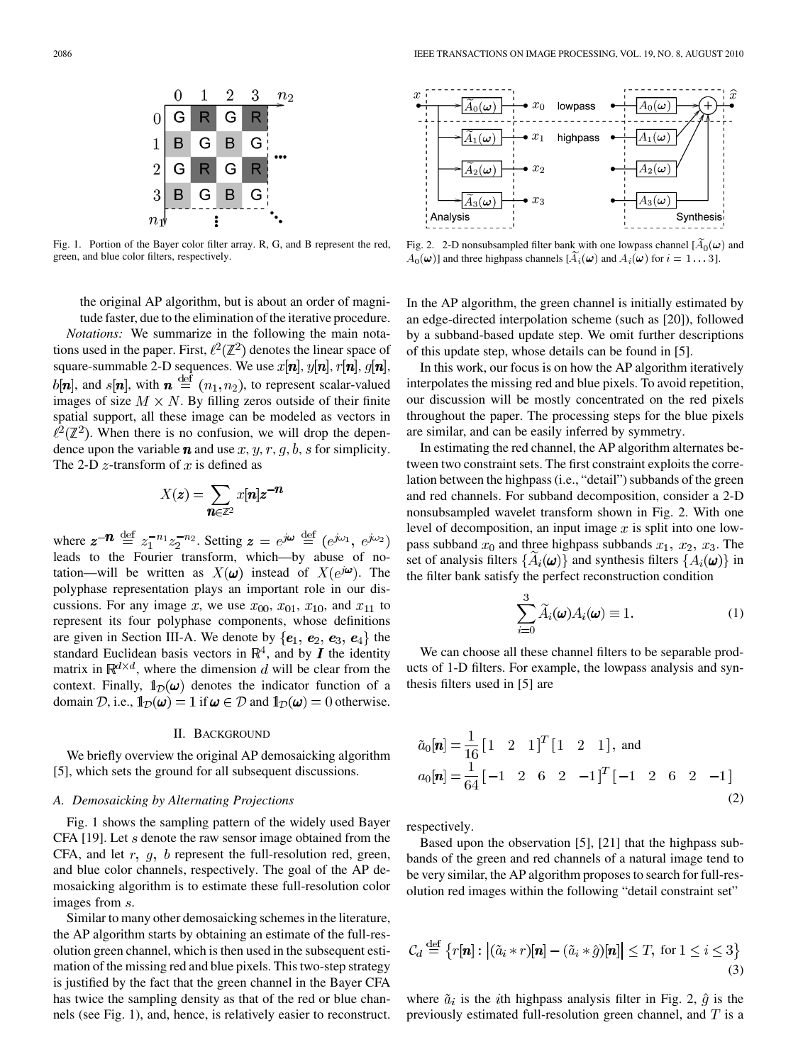Fig. 1. Portion of the Bayer color filter array. R, G, and B represent the red, green, and blue color filters, respectively.

Fig. 2. 2-D nonsubsampled filter bank with one lowpass channel [$\widetilde{A}_0(\boldsymbol{\omega})$ and $A_0(\boldsymbol{\omega})$] and three highpass channels [$\widetilde{A}_i(\boldsymbol{\omega})$ and $A_i(\boldsymbol{\omega})$ for $i = 1 \ldots 3$].

the original AP algorithm, but is about an order of magnitude faster, due to the elimination of the iterative procedure.

*Notations:* We summarize in the following the main notations used in the paper. First, $\ell^2(\mathbb{Z}^2)$ denotes the linear space of square-summable 2-D sequences. We use $x[\boldsymbol{n}]$, $y[\boldsymbol{n}]$, $r[\boldsymbol{n}]$, $g[\boldsymbol{n}]$, $b[\boldsymbol{n}]$, and $s[\boldsymbol{n}]$, with $\boldsymbol{n} \stackrel{\text{def}}{=} (n_1, n_2)$, to represent scalar-valued images of size $M \times N$. By filling zeros outside of their finite spatial support, all these image can be modeled as vectors in $\ell^2(\mathbb{Z}^2)$. When there is no confusion, we will drop the dependence upon the variable $\boldsymbol{n}$ and use $x, y, r, g, b, s$ for simplicity. The 2-D $z$-transform of $x$ is defined as

$$X(\boldsymbol{z}) = \sum_{\boldsymbol{n} \in \mathbb{Z}^2} x[\boldsymbol{n}] \boldsymbol{z}^{-\boldsymbol{n}}$$

where $\boldsymbol{z}^{-\boldsymbol{n}} \stackrel{\text{def}}{=} z_1^{-n_1} z_2^{-n_2}$. Setting $\boldsymbol{z} = e^{j\boldsymbol{\omega}} \stackrel{\text{def}}{=} (e^{j\omega_1}, e^{j\omega_2})$ leads to the Fourier transform, which—by abuse of notation—will be written as $X(\boldsymbol{\omega})$ instead of $X(e^{j\boldsymbol{\omega}})$. The polyphase representation plays an important role in our discussions. For any image $x$, we use $x_{00}$, $x_{01}$, $x_{10}$, and $x_{11}$ to represent its four polyphase components, whose definitions are given in Section III-A. We denote by $\{\boldsymbol{e}_1, \boldsymbol{e}_2, \boldsymbol{e}_3, \boldsymbol{e}_4\}$ the standard Euclidean basis vectors in $\mathbb{R}^4$, and by $\boldsymbol{I}$ the identity matrix in $\mathbb{R}^{d \times d}$, where the dimension $d$ will be clear from the context. Finally, $\mathbb{1}_{\mathcal{D}}(\boldsymbol{\omega})$ denotes the indicator function of a domain $\mathcal{D}$, i.e., $\mathbb{1}_{\mathcal{D}}(\boldsymbol{\omega}) = 1$ if $\boldsymbol{\omega} \in \mathcal{D}$ and $\mathbb{1}_{\mathcal{D}}(\boldsymbol{\omega}) = 0$ otherwise.

## II. Background

We briefly overview the original AP demosaicking algorithm [5], which sets the ground for all subsequent discussions.

### A. Demosaicking by Alternating Projections

Fig. 1 shows the sampling pattern of the widely used Bayer CFA [19]. Let $s$ denote the raw sensor image obtained from the CFA, and let $r$, $g$, $b$ represent the full-resolution red, green, and blue color channels, respectively. The goal of the AP demosaicking algorithm is to estimate these full-resolution color images from $s$.

Similar to many other demosaicking schemes in the literature, the AP algorithm starts by obtaining an estimate of the full-resolution green channel, which is then used in the subsequent estimation of the missing red and blue pixels. This two-step strategy is justified by the fact that the green channel in the Bayer CFA has twice the sampling density as that of the red or blue channels (see Fig. 1), and, hence, is relatively easier to reconstruct. In the AP algorithm, the green channel is initially estimated by an edge-directed interpolation scheme (such as [20]), followed by a subband-based update step. We omit further descriptions of this update step, whose details can be found in [5].

In this work, our focus is on how the AP algorithm iteratively interpolates the missing red and blue pixels. To avoid repetition, our discussion will be mostly concentrated on the red pixels throughout the paper. The processing steps for the blue pixels are similar, and can be easily inferred by symmetry.

In estimating the red channel, the AP algorithm alternates between two constraint sets. The first constraint exploits the correlation between the highpass (i.e., "detail") subbands of the green and red channels. For subband decomposition, consider a 2-D nonsubsampled wavelet transform shown in Fig. 2. With one level of decomposition, an input image $x$ is split into one lowpass subband $x_0$ and three highpass subbands $x_1$, $x_2$, $x_3$. The set of analysis filters $\{\widetilde{A}_i(\boldsymbol{\omega})\}$ and synthesis filters $\{A_i(\boldsymbol{\omega})\}$ in the filter bank satisfy the perfect reconstruction condition

$$\sum_{i=0}^{3} \widetilde{A}_i(\boldsymbol{\omega}) A_i(\boldsymbol{\omega}) \equiv 1. \tag{1}$$

We can choose all these channel filters to be separable products of 1-D filters. For example, the lowpass analysis and synthesis filters used in [5] are

$$\begin{aligned}
\tilde{a}_0[\boldsymbol{n}] &= \frac{1}{16} [1 \quad 2 \quad 1]^T [1 \quad 2 \quad 1], \text{ and} \\
a_0[\boldsymbol{n}] &= \frac{1}{64} [-1 \quad 2 \quad 6 \quad 2 \quad -1]^T [-1 \quad 2 \quad 6 \quad 2 \quad -1]
\end{aligned} \tag{2}$$

respectively.

Based upon the observation [5], [21] that the highpass subbands of the green and red channels of a natural image tend to be very similar, the AP algorithm proposes to search for full-resolution red images within the following "detail constraint set"

$$\mathcal{C}_d \stackrel{\text{def}}{=} \left\{ r[\boldsymbol{n}] : \left| (\tilde{a}_i * r)[\boldsymbol{n}] - (\tilde{a}_i * \hat{g})[\boldsymbol{n}] \right| \le T, \text{ for } 1 \le i \le 3 \right\} \tag{3}$$

where $\tilde{a}_i$ is the $i$th highpass analysis filter in Fig. 2, $\hat{g}$ is the previously estimated full-resolution green channel, and $T$ is a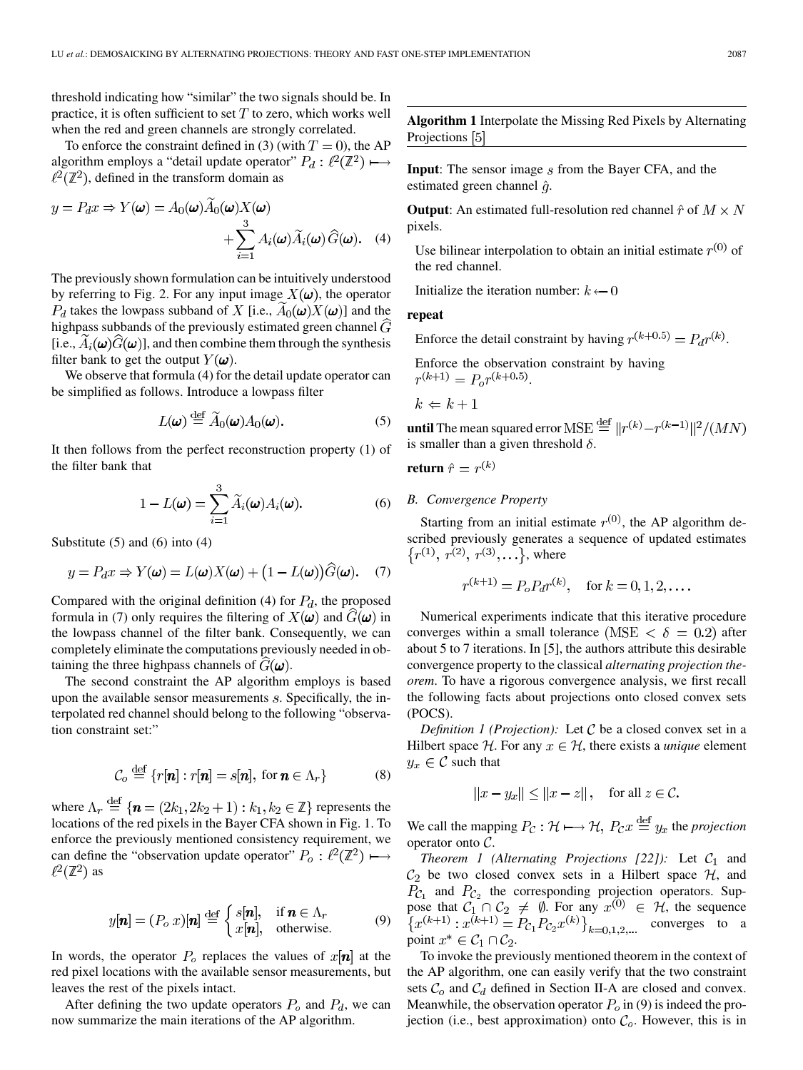threshold indicating how "similar" the two signals should be. In practice, it is often sufficient to set $T$ to zero, which works well when the red and green channels are strongly correlated.

To enforce the constraint defined in (3) (with $T = 0$), the AP algorithm employs a "detail update operator" $P_d : \ell^2(\mathbb{Z}^2) \longmapsto \ell^2(\mathbb{Z}^2)$, defined in the transform domain as

$$y = P_d x \Rightarrow Y(\boldsymbol{\omega}) = A_0(\boldsymbol{\omega})\widetilde{A}_0(\boldsymbol{\omega})X(\boldsymbol{\omega}) + \sum_{i=1}^{3} A_i(\boldsymbol{\omega})\widetilde{A}_i(\boldsymbol{\omega})\widehat{G}(\boldsymbol{\omega}). \quad (4)$$

The previously shown formulation can be intuitively understood by referring to Fig. 2. For any input image $X(\boldsymbol{\omega})$, the operator $P_d$ takes the lowpass subband of $X$ [i.e., $\widetilde{A}_0(\boldsymbol{\omega})X(\boldsymbol{\omega})$] and the highpass subbands of the previously estimated green channel $\widehat{G}$ [i.e., $\widetilde{A}_i(\boldsymbol{\omega})\widehat{G}(\boldsymbol{\omega})$], and then combine them through the synthesis filter bank to get the output $Y(\boldsymbol{\omega})$.

We observe that formula (4) for the detail update operator can be simplified as follows. Introduce a lowpass filter

$$L(\boldsymbol{\omega}) \stackrel{\text{def}}{=} \widetilde{A}_0(\boldsymbol{\omega})A_0(\boldsymbol{\omega}). \quad (5)$$

It then follows from the perfect reconstruction property (1) of the filter bank that

$$1 - L(\boldsymbol{\omega}) = \sum_{i=1}^{3} \widetilde{A}_i(\boldsymbol{\omega})A_i(\boldsymbol{\omega}). \quad (6)$$

Substitute (5) and (6) into (4)

$$y = P_d x \Rightarrow Y(\boldsymbol{\omega}) = L(\boldsymbol{\omega})X(\boldsymbol{\omega}) + \big(1 - L(\boldsymbol{\omega})\big)\widehat{G}(\boldsymbol{\omega}). \quad (7)$$

Compared with the original definition (4) for $P_d$, the proposed formula in (7) only requires the filtering of $X(\boldsymbol{\omega})$ and $\widehat{G}(\boldsymbol{\omega})$ in the lowpass channel of the filter bank. Consequently, we can completely eliminate the computations previously needed in obtaining the three highpass channels of $\widehat{G}(\boldsymbol{\omega})$.

The second constraint the AP algorithm employs is based upon the available sensor measurements $s$. Specifically, the interpolated red channel should belong to the following "observation constraint set:"

$$\mathcal{C}_o \stackrel{\text{def}}{=} \{r[\boldsymbol{n}] : r[\boldsymbol{n}] = s[\boldsymbol{n}], \text{ for } \boldsymbol{n} \in \Lambda_r\} \quad (8)$$

where $\Lambda_r \stackrel{\text{def}}{=} \{\boldsymbol{n} = (2k_1, 2k_2 + 1) : k_1, k_2 \in \mathbb{Z}\}$ represents the locations of the red pixels in the Bayer CFA shown in Fig. 1. To enforce the previously mentioned consistency requirement, we can define the "observation update operator" $P_o : \ell^2(\mathbb{Z}^2) \longmapsto \ell^2(\mathbb{Z}^2)$ as

$$y[\boldsymbol{n}] = (P_o\, x)[\boldsymbol{n}] \stackrel{\text{def}}{=} \begin{cases} s[\boldsymbol{n}], & \text{if } \boldsymbol{n} \in \Lambda_r \\ x[\boldsymbol{n}], & \text{otherwise.} \end{cases} \quad (9)$$

In words, the operator $P_o$ replaces the values of $x[\boldsymbol{n}]$ at the red pixel locations with the available sensor measurements, but leaves the rest of the pixels intact.

After defining the two update operators $P_o$ and $P_d$, we can now summarize the main iterations of the AP algorithm.

---

**Algorithm 1** Interpolate the Missing Red Pixels by Alternating Projections [5]

---

**Input**: The sensor image $s$ from the Bayer CFA, and the estimated green channel $\hat{g}$.

**Output**: An estimated full-resolution red channel $\hat{r}$ of $M \times N$ pixels.

Use bilinear interpolation to obtain an initial estimate $r^{(0)}$ of the red channel.

Initialize the iteration number: $k \leftarrow 0$

**repeat**

Enforce the detail constraint by having $r^{(k+0.5)} = P_d r^{(k)}$.

Enforce the observation constraint by having $r^{(k+1)} = P_o r^{(k+0.5)}$.

$k \Leftarrow k + 1$

**until** The mean squared error $\text{MSE} \stackrel{\text{def}}{=} \|r^{(k)} - r^{(k-1)}\|^2/(MN)$ is smaller than a given threshold $\delta$.

**return** $\hat{r} = r^{(k)}$

### B. Convergence Property

Starting from an initial estimate $r^{(0)}$, the AP algorithm described previously generates a sequence of updated estimates $\{r^{(1)}, r^{(2)}, r^{(3)}, \ldots\}$, where

$$r^{(k+1)} = P_o P_d r^{(k)}, \quad \text{for } k = 0, 1, 2, \ldots.$$

Numerical experiments indicate that this iterative procedure converges within a small tolerance ($\text{MSE} < \delta = 0.2$) after about 5 to 7 iterations. In [5], the authors attribute this desirable convergence property to the classical *alternating projection theorem*. To have a rigorous convergence analysis, we first recall the following facts about projections onto closed convex sets (POCS).

*Definition 1 (Projection):* Let $\mathcal{C}$ be a closed convex set in a Hilbert space $\mathcal{H}$. For any $x \in \mathcal{H}$, there exists a *unique* element $y_x \in \mathcal{C}$ such that

$$\|x - y_x\| \leq \|x - z\|, \quad \text{for all } z \in \mathcal{C}.$$

We call the mapping $P_{\mathcal{C}} : \mathcal{H} \longmapsto \mathcal{H}$, $P_{\mathcal{C}} x \stackrel{\text{def}}{=} y_x$ the *projection* operator onto $\mathcal{C}$.

*Theorem 1 (Alternating Projections [22]):* Let $\mathcal{C}_1$ and $\mathcal{C}_2$ be two closed convex sets in a Hilbert space $\mathcal{H}$, and $P_{\mathcal{C}_1}$ and $P_{\mathcal{C}_2}$ the corresponding projection operators. Suppose that $\mathcal{C}_1 \cap \mathcal{C}_2 \neq \emptyset$. For any $x^{(0)} \in \mathcal{H}$, the sequence $\{x^{(k+1)} : x^{(k+1)} = P_{\mathcal{C}_1} P_{\mathcal{C}_2} x^{(k)}\}_{k=0,1,2,\ldots}$ converges to a point $x^* \in \mathcal{C}_1 \cap \mathcal{C}_2$.

To invoke the previously mentioned theorem in the context of the AP algorithm, one can easily verify that the two constraint sets $\mathcal{C}_o$ and $\mathcal{C}_d$ defined in Section II-A are closed and convex. Meanwhile, the observation operator $P_o$ in (9) is indeed the projection (i.e., best approximation) onto $\mathcal{C}_o$. However, this is in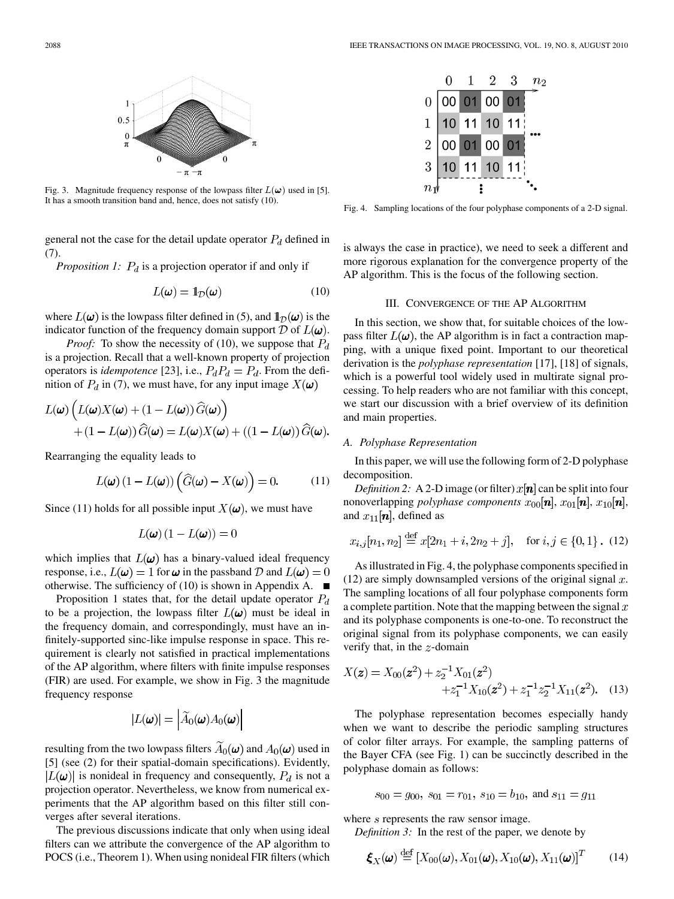Fig. 3. Magnitude frequency response of the lowpass filter $L(\boldsymbol{\omega})$ used in [5]. It has a smooth transition band and, hence, does not satisfy (10).

Fig. 4. Sampling locations of the four polyphase components of a 2-D signal.

general not the case for the detail update operator $P_d$ defined in (7).

*Proposition 1:* $P_d$ is a projection operator if and only if

$$L(\boldsymbol{\omega}) = \mathbb{1}_{\mathcal{D}}(\boldsymbol{\omega}) \tag{10}$$

where $L(\boldsymbol{\omega})$ is the lowpass filter defined in (5), and $\mathbb{1}_{\mathcal{D}}(\boldsymbol{\omega})$ is the indicator function of the frequency domain support $\mathcal{D}$ of $L(\boldsymbol{\omega})$.

*Proof:* To show the necessity of (10), we suppose that $P_d$ is a projection. Recall that a well-known property of projection operators is *idempotence* [23], i.e., $P_d P_d = P_d$. From the definition of $P_d$ in (7), we must have, for any input image $X(\boldsymbol{\omega})$

$$L(\boldsymbol{\omega})\left(L(\boldsymbol{\omega})X(\boldsymbol{\omega}) + (1 - L(\boldsymbol{\omega}))\,\widehat{G}(\boldsymbol{\omega})\right) + (1 - L(\boldsymbol{\omega}))\,\widehat{G}(\boldsymbol{\omega}) = L(\boldsymbol{\omega})X(\boldsymbol{\omega}) + ((1 - L(\boldsymbol{\omega}))\,\widehat{G}(\boldsymbol{\omega}).$$

Rearranging the equality leads to

$$L(\boldsymbol{\omega})\,(1 - L(\boldsymbol{\omega}))\left(\widehat{G}(\boldsymbol{\omega}) - X(\boldsymbol{\omega})\right) = 0. \tag{11}$$

Since (11) holds for all possible input $X(\boldsymbol{\omega})$, we must have

$$L(\boldsymbol{\omega})\,(1 - L(\boldsymbol{\omega})) = 0$$

which implies that $L(\boldsymbol{\omega})$ has a binary-valued ideal frequency response, i.e., $L(\boldsymbol{\omega}) = 1$ for $\boldsymbol{\omega}$ in the passband $\mathcal{D}$ and $L(\boldsymbol{\omega}) = 0$ otherwise. The sufficiency of (10) is shown in Appendix A. ■

Proposition 1 states that, for the detail update operator $P_d$ to be a projection, the lowpass filter $L(\boldsymbol{\omega})$ must be ideal in the frequency domain, and correspondingly, must have an infinitely-supported sinc-like impulse response in space. This requirement is clearly not satisfied in practical implementations of the AP algorithm, where filters with finite impulse responses (FIR) are used. For example, we show in Fig. 3 the magnitude frequency response

$$|L(\boldsymbol{\omega})| = \left|\widetilde{A}_0(\boldsymbol{\omega})A_0(\boldsymbol{\omega})\right|$$

resulting from the two lowpass filters $\widetilde{A}_0(\boldsymbol{\omega})$ and $A_0(\boldsymbol{\omega})$ used in [5] (see (2) for their spatial-domain specifications). Evidently, $|L(\boldsymbol{\omega})|$ is nonideal in frequency and consequently, $P_d$ is not a projection operator. Nevertheless, we know from numerical experiments that the AP algorithm based on this filter still converges after several iterations.

The previous discussions indicate that only when using ideal filters can we attribute the convergence of the AP algorithm to POCS (i.e., Theorem 1). When using nonideal FIR filters (which is always the case in practice), we need to seek a different and more rigorous explanation for the convergence property of the AP algorithm. This is the focus of the following section.

## III. Convergence of the AP Algorithm

In this section, we show that, for suitable choices of the lowpass filter $L(\boldsymbol{\omega})$, the AP algorithm is in fact a contraction mapping, with a unique fixed point. Important to our theoretical derivation is the *polyphase representation* [17], [18] of signals, which is a powerful tool widely used in multirate signal processing. To help readers who are not familiar with this concept, we start our discussion with a brief overview of its definition and main properties.

### A. Polyphase Representation

In this paper, we will use the following form of 2-D polyphase decomposition.

*Definition 2:* A 2-D image (or filter) $x[\boldsymbol{n}]$ can be split into four nonoverlapping *polyphase components* $x_{00}[\boldsymbol{n}]$, $x_{01}[\boldsymbol{n}]$, $x_{10}[\boldsymbol{n}]$, and $x_{11}[\boldsymbol{n}]$, defined as

$$x_{i,j}[n_1, n_2] \stackrel{\text{def}}{=} x[2n_1 + i, 2n_2 + j], \quad \text{for } i, j \in \{0, 1\}. \tag{12}$$

As illustrated in Fig. 4, the polyphase components specified in (12) are simply downsampled versions of the original signal $x$. The sampling locations of all four polyphase components form a complete partition. Note that the mapping between the signal $x$ and its polyphase components is one-to-one. To reconstruct the original signal from its polyphase components, we can easily verify that, in the $z$-domain

$$X(\boldsymbol{z}) = X_{00}(\boldsymbol{z}^2) + z_2^{-1}X_{01}(\boldsymbol{z}^2) + z_1^{-1}X_{10}(\boldsymbol{z}^2) + z_1^{-1}z_2^{-1}X_{11}(\boldsymbol{z}^2). \tag{13}$$

The polyphase representation becomes especially handy when we want to describe the periodic sampling structures of color filter arrays. For example, the sampling patterns of the Bayer CFA (see Fig. 1) can be succinctly described in the polyphase domain as follows:

$$s_{00} = g_{00},\ s_{01} = r_{01},\ s_{10} = b_{10}, \text{ and } s_{11} = g_{11}$$

where $s$ represents the raw sensor image.

*Definition 3:* In the rest of the paper, we denote by

$$\boldsymbol{\xi}_X(\boldsymbol{\omega}) \stackrel{\text{def}}{=} [X_{00}(\boldsymbol{\omega}), X_{01}(\boldsymbol{\omega}), X_{10}(\boldsymbol{\omega}), X_{11}(\boldsymbol{\omega})]^T \tag{14}$$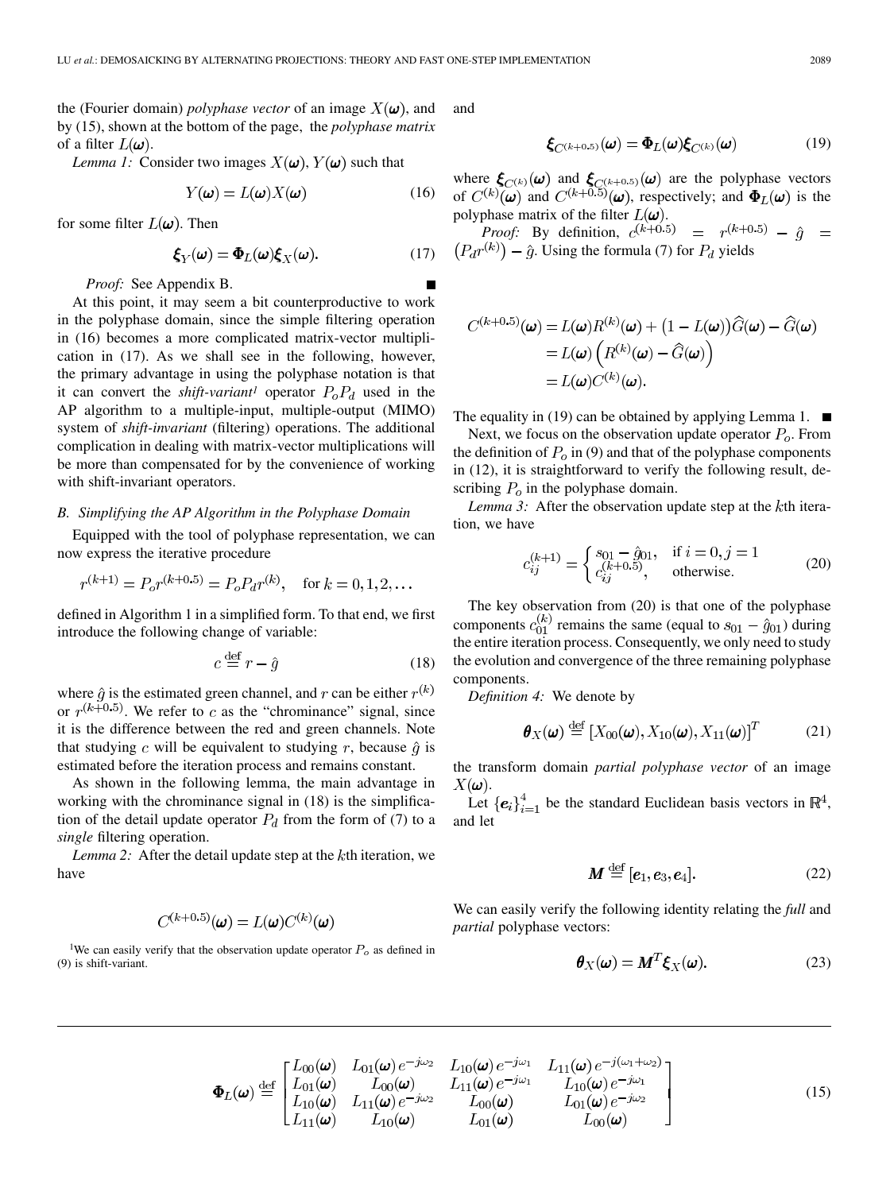the (Fourier domain) *polyphase vector* of an image $X(\boldsymbol{\omega})$, and by (15), shown at the bottom of the page, the *polyphase matrix* of a filter $L(\boldsymbol{\omega})$.

*Lemma 1:* Consider two images $X(\boldsymbol{\omega}), Y(\boldsymbol{\omega})$ such that

$$Y(\boldsymbol{\omega}) = L(\boldsymbol{\omega})X(\boldsymbol{\omega}) \tag{16}$$

for some filter $L(\boldsymbol{\omega})$. Then

$$\boldsymbol{\xi}_Y(\boldsymbol{\omega}) = \boldsymbol{\Phi}_L(\boldsymbol{\omega})\boldsymbol{\xi}_X(\boldsymbol{\omega}). \tag{17}$$

*Proof:* See Appendix B. ■

At this point, it may seem a bit counterproductive to work in the polyphase domain, since the simple filtering operation in (16) becomes a more complicated matrix-vector multiplication in (17). As we shall see in the following, however, the primary advantage in using the polyphase notation is that it can convert the *shift-variant*[1] operator $P_o P_d$ used in the AP algorithm to a multiple-input, multiple-output (MIMO) system of *shift-invariant* (filtering) operations. The additional complication in dealing with matrix-vector multiplications will be more than compensated for by the convenience of working with shift-invariant operators.

### B. Simplifying the AP Algorithm in the Polyphase Domain

Equipped with the tool of polyphase representation, we can now express the iterative procedure

$$r^{(k+1)} = P_o r^{(k+0.5)} = P_o P_d r^{(k)}, \quad \text{for } k = 0, 1, 2, \ldots$$

defined in Algorithm 1 in a simplified form. To that end, we first introduce the following change of variable:

$$c \stackrel{\text{def}}{=} r - \hat{g} \tag{18}$$

where $\hat{g}$ is the estimated green channel, and $r$ can be either $r^{(k)}$ or $r^{(k+0.5)}$. We refer to $c$ as the "chrominance" signal, since it is the difference between the red and green channels. Note that studying $c$ will be equivalent to studying $r$, because $\hat{g}$ is estimated before the iteration process and remains constant.

As shown in the following lemma, the main advantage in working with the chrominance signal in (18) is the simplification of the detail update operator $P_d$ from the form of (7) to a *single* filtering operation.

*Lemma 2:* After the detail update step at the $k$th iteration, we have

$$C^{(k+0.5)}(\boldsymbol{\omega}) = L(\boldsymbol{\omega})C^{(k)}(\boldsymbol{\omega})$$

and

$$\boldsymbol{\xi}_{C^{(k+0.5)}}(\boldsymbol{\omega}) = \boldsymbol{\Phi}_L(\boldsymbol{\omega})\boldsymbol{\xi}_{C^{(k)}}(\boldsymbol{\omega}) \tag{19}$$

where $\boldsymbol{\xi}_{C^{(k)}}(\boldsymbol{\omega})$ and $\boldsymbol{\xi}_{C^{(k+0.5)}}(\boldsymbol{\omega})$ are the polyphase vectors of $C^{(k)}(\boldsymbol{\omega})$ and $C^{(k+0.5)}(\boldsymbol{\omega})$, respectively; and $\boldsymbol{\Phi}_L(\boldsymbol{\omega})$ is the polyphase matrix of the filter $L(\boldsymbol{\omega})$.

*Proof:* By definition, $c^{(k+0.5)} = r^{(k+0.5)} - \hat{g} = (P_d r^{(k)}) - \hat{g}$. Using the formula (7) for $P_d$ yields

$$\begin{aligned}
C^{(k+0.5)}(\boldsymbol{\omega}) &= L(\boldsymbol{\omega})R^{(k)}(\boldsymbol{\omega}) + \big(1 - L(\boldsymbol{\omega})\big)\widehat{G}(\boldsymbol{\omega}) - \widehat{G}(\boldsymbol{\omega}) \\
&= L(\boldsymbol{\omega})\left(R^{(k)}(\boldsymbol{\omega}) - \widehat{G}(\boldsymbol{\omega})\right) \\
&= L(\boldsymbol{\omega})C^{(k)}(\boldsymbol{\omega}).
\end{aligned}$$

The equality in (19) can be obtained by applying Lemma 1. ■

Next, we focus on the observation update operator $P_o$. From the definition of $P_o$ in (9) and that of the polyphase components in (12), it is straightforward to verify the following result, describing $P_o$ in the polyphase domain.

*Lemma 3:* After the observation update step at the $k$th iteration, we have

$$c_{ij}^{(k+1)} = \begin{cases} s_{01} - \hat{g}_{01}, & \text{if } i = 0, j = 1 \\ c_{ij}^{(k+0.5)}, & \text{otherwise.} \end{cases} \tag{20}$$

The key observation from (20) is that one of the polyphase components $c_{01}^{(k)}$ remains the same (equal to $s_{01} - \hat{g}_{01}$) during the entire iteration process. Consequently, we only need to study the evolution and convergence of the three remaining polyphase components.

*Definition 4:* We denote by

$$\boldsymbol{\theta}_X(\boldsymbol{\omega}) \stackrel{\text{def}}{=} [X_{00}(\boldsymbol{\omega}), X_{10}(\boldsymbol{\omega}), X_{11}(\boldsymbol{\omega})]^T \tag{21}$$

the transform domain *partial polyphase vector* of an image $X(\boldsymbol{\omega})$.

Let $\{\boldsymbol{e}_i\}_{i=1}^4$ be the standard Euclidean basis vectors in $\mathbb{R}^4$, and let

$$\boldsymbol{M} \stackrel{\text{def}}{=} [\boldsymbol{e}_1, \boldsymbol{e}_3, \boldsymbol{e}_4]. \tag{22}$$

We can easily verify the following identity relating the *full* and *partial* polyphase vectors:

$$\boldsymbol{\theta}_X(\boldsymbol{\omega}) = \boldsymbol{M}^T\boldsymbol{\xi}_X(\boldsymbol{\omega}). \tag{23}$$

[1]We can easily verify that the observation update operator $P_o$ as defined in (9) is shift-variant.

$$\boldsymbol{\Phi}_L(\boldsymbol{\omega}) \stackrel{\text{def}}{=} \begin{bmatrix} L_{00}(\boldsymbol{\omega}) & L_{01}(\boldsymbol{\omega})\,e^{-j\omega_2} & L_{10}(\boldsymbol{\omega})\,e^{-j\omega_1} & L_{11}(\boldsymbol{\omega})\,e^{-j(\omega_1+\omega_2)} \\ L_{01}(\boldsymbol{\omega}) & L_{00}(\boldsymbol{\omega}) & L_{11}(\boldsymbol{\omega})\,e^{-j\omega_1} & L_{10}(\boldsymbol{\omega})\,e^{-j\omega_1} \\ L_{10}(\boldsymbol{\omega}) & L_{11}(\boldsymbol{\omega})\,e^{-j\omega_2} & L_{00}(\boldsymbol{\omega}) & L_{01}(\boldsymbol{\omega})\,e^{-j\omega_2} \\ L_{11}(\boldsymbol{\omega}) & L_{10}(\boldsymbol{\omega}) & L_{01}(\boldsymbol{\omega}) & L_{00}(\boldsymbol{\omega}) \end{bmatrix} \tag{15}$$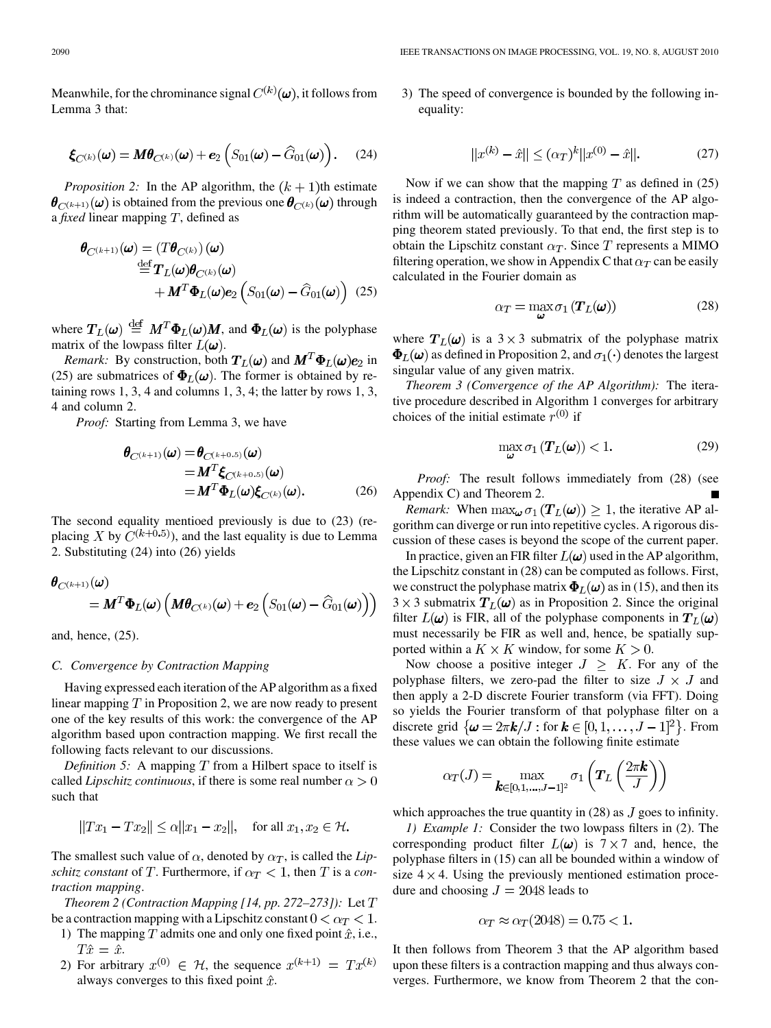Meanwhile, for the chrominance signal $C^{(k)}(\boldsymbol{\omega})$, it follows from Lemma 3 that:

$$\boldsymbol{\xi}_{C^{(k)}}(\boldsymbol{\omega}) = \boldsymbol{M}\boldsymbol{\theta}_{C^{(k)}}(\boldsymbol{\omega}) + \boldsymbol{e}_2\left(S_{01}(\boldsymbol{\omega}) - \widehat{G}_{01}(\boldsymbol{\omega})\right). \tag{24}$$

*Proposition 2:* In the AP algorithm, the $(k+1)$th estimate $\boldsymbol{\theta}_{C^{(k+1)}}(\boldsymbol{\omega})$ is obtained from the previous one $\boldsymbol{\theta}_{C^{(k)}}(\boldsymbol{\omega})$ through a *fixed* linear mapping $T$, defined as

$$\begin{aligned}\boldsymbol{\theta}_{C^{(k+1)}}(\boldsymbol{\omega}) &= \left(T\boldsymbol{\theta}_{C^{(k)}}\right)(\boldsymbol{\omega}) \\ &\stackrel{\text{def}}{=} \boldsymbol{T}_L(\boldsymbol{\omega})\boldsymbol{\theta}_{C^{(k)}}(\boldsymbol{\omega}) \\ &\quad + \boldsymbol{M}^T\boldsymbol{\Phi}_L(\boldsymbol{\omega})\boldsymbol{e}_2\left(S_{01}(\boldsymbol{\omega}) - \widehat{G}_{01}(\boldsymbol{\omega})\right)\end{aligned} \tag{25}$$

where $\boldsymbol{T}_L(\boldsymbol{\omega}) \stackrel{\text{def}}{=} \boldsymbol{M}^T\boldsymbol{\Phi}_L(\boldsymbol{\omega})\boldsymbol{M}$, and $\boldsymbol{\Phi}_L(\boldsymbol{\omega})$ is the polyphase matrix of the lowpass filter $L(\boldsymbol{\omega})$.

*Remark:* By construction, both $\boldsymbol{T}_L(\boldsymbol{\omega})$ and $\boldsymbol{M}^T\boldsymbol{\Phi}_L(\boldsymbol{\omega})\boldsymbol{e}_2$ in (25) are submatrices of $\boldsymbol{\Phi}_L(\boldsymbol{\omega})$. The former is obtained by retaining rows 1, 3, 4 and columns 1, 3, 4; the latter by rows 1, 3, 4 and column 2.

*Proof:* Starting from Lemma 3, we have

$$\begin{aligned}\boldsymbol{\theta}_{C^{(k+1)}}(\boldsymbol{\omega}) &= \boldsymbol{\theta}_{C^{(k+0.5)}}(\boldsymbol{\omega}) \\ &= \boldsymbol{M}^T\boldsymbol{\xi}_{C^{(k+0.5)}}(\boldsymbol{\omega}) \\ &= \boldsymbol{M}^T\boldsymbol{\Phi}_L(\boldsymbol{\omega})\boldsymbol{\xi}_{C^{(k)}}(\boldsymbol{\omega}).\end{aligned} \tag{26}$$

The second equality mentioed previously is due to (23) (replacing $X$ by $C^{(k+0.5)}$), and the last equality is due to Lemma 2. Substituting (24) into (26) yields

$$\begin{aligned}\boldsymbol{\theta}_{C^{(k+1)}}(\boldsymbol{\omega}) \\ = \boldsymbol{M}^T\boldsymbol{\Phi}_L(\boldsymbol{\omega})\left(\boldsymbol{M}\boldsymbol{\theta}_{C^{(k)}}(\boldsymbol{\omega}) + \boldsymbol{e}_2\left(S_{01}(\boldsymbol{\omega}) - \widehat{G}_{01}(\boldsymbol{\omega})\right)\right)\end{aligned}$$

and, hence, (25).

### C. Convergence by Contraction Mapping

Having expressed each iteration of the AP algorithm as a fixed linear mapping $T$ in Proposition 2, we are now ready to present one of the key results of this work: the convergence of the AP algorithm based upon contraction mapping. We first recall the following facts relevant to our discussions.

*Definition 5:* A mapping $T$ from a Hilbert space to itself is called *Lipschitz continuous*, if there is some real number $\alpha > 0$ such that

$$\|Tx_1 - Tx_2\| \leq \alpha\|x_1 - x_2\|, \quad \text{for all } x_1, x_2 \in \mathcal{H}.$$

The smallest such value of $\alpha$, denoted by $\alpha_T$, is called the *Lipschitz constant* of $T$. Furthermore, if $\alpha_T < 1$, then $T$ is a *contraction mapping*.

*Theorem 2 (Contraction Mapping [14, pp. 272–273]):* Let $T$ be a contraction mapping with a Lipschitz constant $0 < \alpha_T < 1$.

1) The mapping $T$ admits one and only one fixed point $\hat{x}$, i.e., $T\hat{x} = \hat{x}$.
2) For arbitrary $x^{(0)} \in \mathcal{H}$, the sequence $x^{(k+1)} = Tx^{(k)}$ always converges to this fixed point $\hat{x}$.
3) The speed of convergence is bounded by the following inequality:

$$\|x^{(k)} - \hat{x}\| \leq (\alpha_T)^k\|x^{(0)} - \hat{x}\|. \tag{27}$$

Now if we can show that the mapping $T$ as defined in (25) is indeed a contraction, then the convergence of the AP algorithm will be automatically guaranteed by the contraction mapping theorem stated previously. To that end, the first step is to obtain the Lipschitz constant $\alpha_T$. Since $T$ represents a MIMO filtering operation, we show in Appendix C that $\alpha_T$ can be easily calculated in the Fourier domain as

$$\alpha_T = \max_{\boldsymbol{\omega}} \sigma_1\left(\boldsymbol{T}_L(\boldsymbol{\omega})\right) \tag{28}$$

where $\boldsymbol{T}_L(\boldsymbol{\omega})$ is a $3 \times 3$ submatrix of the polyphase matrix $\boldsymbol{\Phi}_L(\boldsymbol{\omega})$ as defined in Proposition 2, and $\sigma_1(\cdot)$ denotes the largest singular value of any given matrix.

*Theorem 3 (Convergence of the AP Algorithm):* The iterative procedure described in Algorithm 1 converges for arbitrary choices of the initial estimate $r^{(0)}$ if

$$\max_{\boldsymbol{\omega}} \sigma_1\left(\boldsymbol{T}_L(\boldsymbol{\omega})\right) < 1. \tag{29}$$

*Proof:* The result follows immediately from (28) (see Appendix C) and Theorem 2. ∎

*Remark:* When $\max_{\boldsymbol{\omega}} \sigma_1\left(\boldsymbol{T}_L(\boldsymbol{\omega})\right) \geq 1$, the iterative AP algorithm can diverge or run into repetitive cycles. A rigorous discussion of these cases is beyond the scope of the current paper.

In practice, given an FIR filter $L(\boldsymbol{\omega})$ used in the AP algorithm, the Lipschitz constant in (28) can be computed as follows. First, we construct the polyphase matrix $\boldsymbol{\Phi}_L(\boldsymbol{\omega})$ as in (15), and then its $3 \times 3$ submatrix $\boldsymbol{T}_L(\boldsymbol{\omega})$ as in Proposition 2. Since the original filter $L(\boldsymbol{\omega})$ is FIR, all of the polyphase components in $\boldsymbol{T}_L(\boldsymbol{\omega})$ must necessarily be FIR as well and, hence, be spatially supported within a $K \times K$ window, for some $K > 0$.

Now choose a positive integer $J \geq K$. For any of the polyphase filters, we zero-pad the filter to size $J \times J$ and then apply a 2-D discrete Fourier transform (via FFT). Doing so yields the Fourier transform of that polyphase filter on a discrete grid $\{\boldsymbol{\omega} = 2\pi\boldsymbol{k}/J : \text{for } \boldsymbol{k} \in [0, 1, \ldots, J-1]^2\}$. From these values we can obtain the following finite estimate

$$\alpha_T(J) = \max_{\boldsymbol{k} \in [0,1,\ldots,J-1]^2} \sigma_1\left(\boldsymbol{T}_L\left(\frac{2\pi\boldsymbol{k}}{J}\right)\right)$$

which approaches the true quantity in (28) as $J$ goes to infinity.

*1) Example 1:* Consider the two lowpass filters in (2). The corresponding product filter $L(\boldsymbol{\omega})$ is $7 \times 7$ and, hence, the polyphase filters in (15) can all be bounded within a window of size $4 \times 4$. Using the previously mentioned estimation procedure and choosing $J = 2048$ leads to

$$\alpha_T \approx \alpha_T(2048) = 0.75 < 1.$$

It then follows from Theorem 3 that the AP algorithm based upon these filters is a contraction mapping and thus always converges. Furthermore, we know from Theorem 2 that the con-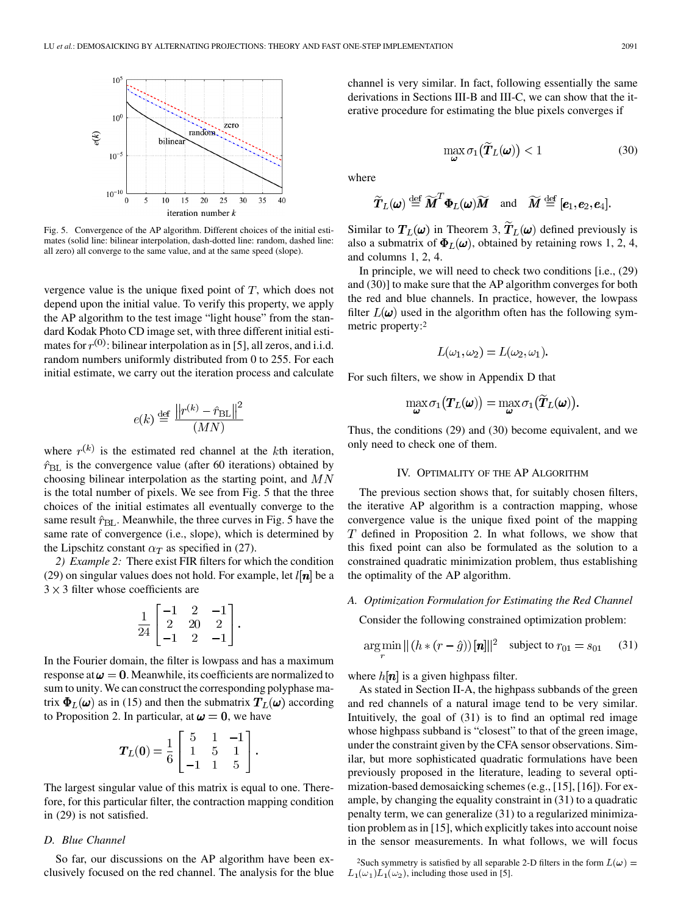Fig. 5. Convergence of the AP algorithm. Different choices of the initial estimates (solid line: bilinear interpolation, dash-dotted line: random, dashed line: all zero) all converge to the same value, and at the same speed (slope).

vergence value is the unique fixed point of $T$, which does not depend upon the initial value. To verify this property, we apply the AP algorithm to the test image "light house" from the standard Kodak Photo CD image set, with three different initial estimates for $r^{(0)}$: bilinear interpolation as in [5], all zeros, and i.i.d. random numbers uniformly distributed from 0 to 255. For each initial estimate, we carry out the iteration process and calculate

$$e(k) \stackrel{\text{def}}{=} \frac{\left\| r^{(k)} - \hat{r}_{\text{BL}} \right\|^2}{(MN)}$$

where $r^{(k)}$ is the estimated red channel at the $k$th iteration, $\hat{r}_{\text{BL}}$ is the convergence value (after 60 iterations) obtained by choosing bilinear interpolation as the starting point, and $MN$ is the total number of pixels. We see from Fig. 5 that the three choices of the initial estimates all eventually converge to the same result $\hat{r}_{\text{BL}}$. Meanwhile, the three curves in Fig. 5 have the same rate of convergence (i.e., slope), which is determined by the Lipschitz constant $\alpha_T$ as specified in (27).

*2) Example 2:* There exist FIR filters for which the condition (29) on singular values does not hold. For example, let $l[\boldsymbol{n}]$ be a $3 \times 3$ filter whose coefficients are

$$\frac{1}{24} \begin{bmatrix} -1 & 2 & -1 \\ 2 & 20 & 2 \\ -1 & 2 & -1 \end{bmatrix}.$$

In the Fourier domain, the filter is lowpass and has a maximum response at $\boldsymbol{\omega} = \boldsymbol{0}$. Meanwhile, its coefficients are normalized to sum to unity. We can construct the corresponding polyphase matrix $\boldsymbol{\Phi}_L(\boldsymbol{\omega})$ as in (15) and then the submatrix $\boldsymbol{T}_L(\boldsymbol{\omega})$ according to Proposition 2. In particular, at $\boldsymbol{\omega} = \boldsymbol{0}$, we have

$$\boldsymbol{T}_L(\boldsymbol{0}) = \frac{1}{6} \begin{bmatrix} 5 & 1 & -1 \\ 1 & 5 & 1 \\ -1 & 1 & 5 \end{bmatrix}.$$

The largest singular value of this matrix is equal to one. Therefore, for this particular filter, the contraction mapping condition in (29) is not satisfied.

### D. Blue Channel

So far, our discussions on the AP algorithm have been exclusively focused on the red channel. The analysis for the blue channel is very similar. In fact, following essentially the same derivations in Sections III-B and III-C, we can show that the iterative procedure for estimating the blue pixels converges if

$$\max_{\boldsymbol{\omega}} \sigma_1\big(\widetilde{\boldsymbol{T}}_L(\boldsymbol{\omega})\big) < 1 \tag{30}$$

where

$$\widetilde{\boldsymbol{T}}_L(\boldsymbol{\omega}) \stackrel{\text{def}}{=} \widetilde{\boldsymbol{M}}^T \boldsymbol{\Phi}_L(\boldsymbol{\omega}) \widetilde{\boldsymbol{M}} \quad \text{and} \quad \widetilde{\boldsymbol{M}} \stackrel{\text{def}}{=} [\boldsymbol{e}_1, \boldsymbol{e}_2, \boldsymbol{e}_4].$$

Similar to $\boldsymbol{T}_L(\boldsymbol{\omega})$ in Theorem 3, $\widetilde{\boldsymbol{T}}_L(\boldsymbol{\omega})$ defined previously is also a submatrix of $\boldsymbol{\Phi}_L(\boldsymbol{\omega})$, obtained by retaining rows 1, 2, 4, and columns 1, 2, 4.

In principle, we will need to check two conditions [i.e., (29) and (30)] to make sure that the AP algorithm converges for both the red and blue channels. In practice, however, the lowpass filter $L(\boldsymbol{\omega})$ used in the algorithm often has the following symmetric property:[2]

$$L(\omega_1, \omega_2) = L(\omega_2, \omega_1).$$

For such filters, we show in Appendix D that

$$\max_{\boldsymbol{\omega}} \sigma_1\big(\boldsymbol{T}_L(\boldsymbol{\omega})\big) = \max_{\boldsymbol{\omega}} \sigma_1\big(\widetilde{\boldsymbol{T}}_L(\boldsymbol{\omega})\big).$$

Thus, the conditions (29) and (30) become equivalent, and we only need to check one of them.

## IV. Optimality of the AP Algorithm

The previous section shows that, for suitably chosen filters, the iterative AP algorithm is a contraction mapping, whose convergence value is the unique fixed point of the mapping $T$ defined in Proposition 2. In what follows, we show that this fixed point can also be formulated as the solution to a constrained quadratic minimization problem, thus establishing the optimality of the AP algorithm.

### A. Optimization Formulation for Estimating the Red Channel

Consider the following constrained optimization problem:

$$\arg\min_{r} \| (h * (r - \hat{g}))[\boldsymbol{n}] \|^2 \quad \text{subject to } r_{01} = s_{01} \tag{31}$$

where $h[\boldsymbol{n}]$ is a given highpass filter.

As stated in Section II-A, the highpass subbands of the green and red channels of a natural image tend to be very similar. Intuitively, the goal of (31) is to find an optimal red image whose highpass subband is "closest" to that of the green image, under the constraint given by the CFA sensor observations. Similar, but more sophisticated quadratic formulations have been previously proposed in the literature, leading to several optimization-based demosaicking schemes (e.g., [15], [16]). For example, by changing the equality constraint in (31) to a quadratic penalty term, we can generalize (31) to a regularized minimization problem as in [15], which explicitly takes into account noise in the sensor measurements. In what follows, we will focus

[2] Such symmetry is satisfied by all separable 2-D filters in the form $L(\boldsymbol{\omega}) = L_1(\omega_1)L_1(\omega_2)$, including those used in [5].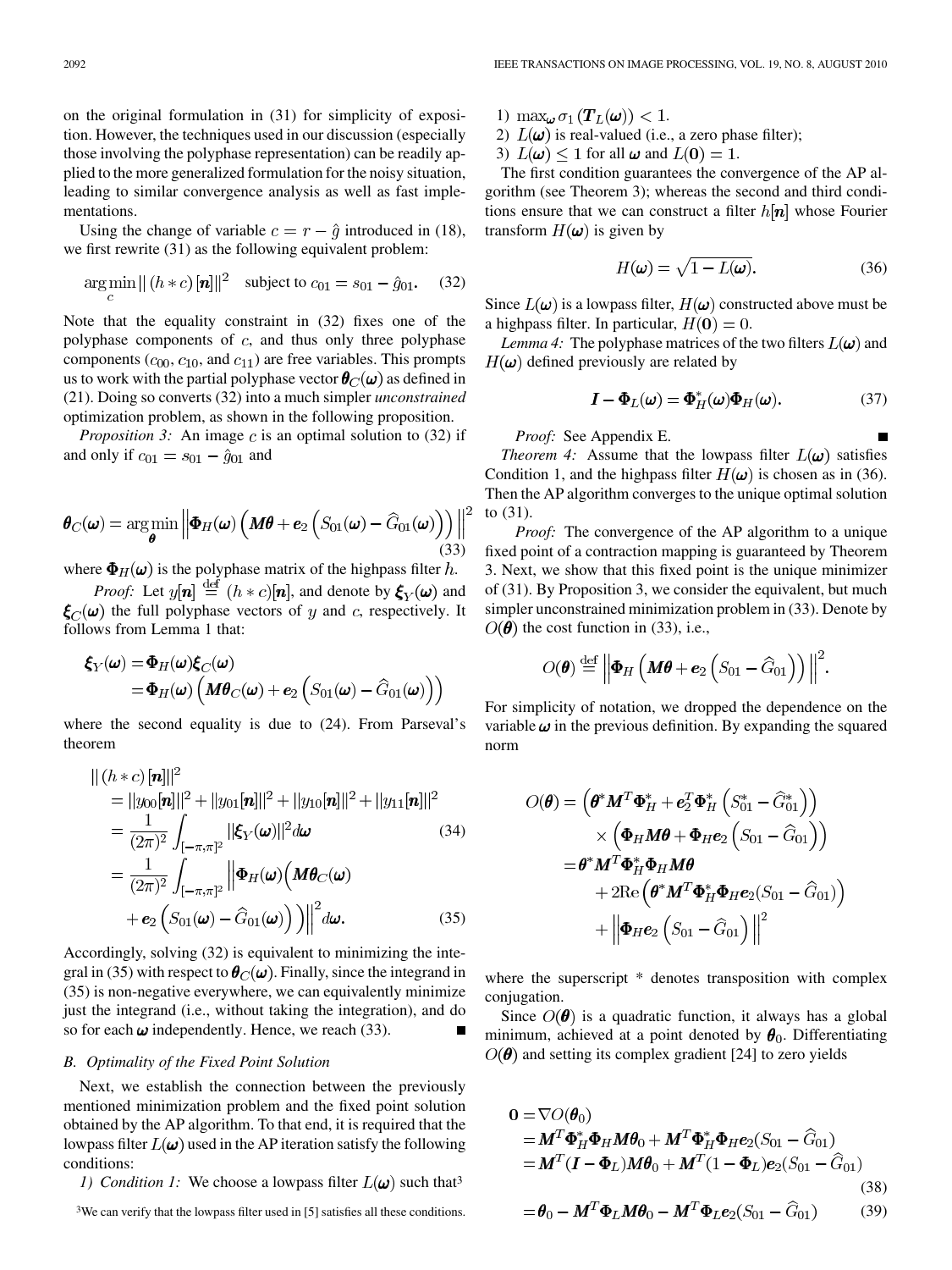on the original formulation in (31) for simplicity of exposition. However, the techniques used in our discussion (especially those involving the polyphase representation) can be readily applied to the more generalized formulation for the noisy situation, leading to similar convergence analysis as well as fast implementations.

Using the change of variable $c = r - \hat{g}$ introduced in (18), we first rewrite (31) as the following equivalent problem:

$$\arg\min_{c} \| (h * c)[\boldsymbol{n}] \|^2 \quad \text{subject to } c_{01} = s_{01} - \hat{g}_{01}. \tag{32}$$

Note that the equality constraint in (32) fixes one of the polyphase components of $c$, and thus only three polyphase components ($c_{00}$, $c_{10}$, and $c_{11}$) are free variables. This prompts us to work with the partial polyphase vector $\boldsymbol{\theta}_C(\boldsymbol{\omega})$ as defined in (21). Doing so converts (32) into a much simpler *unconstrained* optimization problem, as shown in the following proposition.

*Proposition 3:* An image $c$ is an optimal solution to (32) if and only if $c_{01} = s_{01} - \hat{g}_{01}$ and

$$\boldsymbol{\theta}_C(\boldsymbol{\omega}) = \arg\min_{\boldsymbol{\theta}} \left\| \boldsymbol{\Phi}_H(\boldsymbol{\omega}) \left( \boldsymbol{M}\boldsymbol{\theta} + \boldsymbol{e}_2 \left( S_{01}(\boldsymbol{\omega}) - \widehat{G}_{01}(\boldsymbol{\omega}) \right) \right) \right\|^2 \tag{33}$$

where $\boldsymbol{\Phi}_H(\boldsymbol{\omega})$ is the polyphase matrix of the highpass filter $h$.

*Proof:* Let $y[\boldsymbol{n}] \stackrel{\text{def}}{=} (h * c)[\boldsymbol{n}]$, and denote by $\boldsymbol{\xi}_Y(\boldsymbol{\omega})$ and $\boldsymbol{\xi}_C(\boldsymbol{\omega})$ the full polyphase vectors of $y$ and $c$, respectively. It follows from Lemma 1 that:

$$\begin{aligned}
\boldsymbol{\xi}_Y(\boldsymbol{\omega}) &= \boldsymbol{\Phi}_H(\boldsymbol{\omega})\boldsymbol{\xi}_C(\boldsymbol{\omega}) \\
&= \boldsymbol{\Phi}_H(\boldsymbol{\omega}) \left( \boldsymbol{M}\boldsymbol{\theta}_C(\boldsymbol{\omega}) + \boldsymbol{e}_2 \left( S_{01}(\boldsymbol{\omega}) - \widehat{G}_{01}(\boldsymbol{\omega}) \right) \right)
\end{aligned}$$

where the second equality is due to (24). From Parseval's theorem

$$\begin{aligned}
&\| (h * c)[\boldsymbol{n}] \|^2 \\
&= \|y_{00}[\boldsymbol{n}]\|^2 + \|y_{01}[\boldsymbol{n}]\|^2 + \|y_{10}[\boldsymbol{n}]\|^2 + \|y_{11}[\boldsymbol{n}]\|^2 \\
&= \frac{1}{(2\pi)^2} \int_{[-\pi,\pi]^2} \|\boldsymbol{\xi}_Y(\boldsymbol{\omega})\|^2 d\boldsymbol{\omega} \qquad (34) \\
&= \frac{1}{(2\pi)^2} \int_{[-\pi,\pi]^2} \Big\| \boldsymbol{\Phi}_H(\boldsymbol{\omega}) \Big( \boldsymbol{M}\boldsymbol{\theta}_C(\boldsymbol{\omega}) \\
&\quad + \boldsymbol{e}_2 \left( S_{01}(\boldsymbol{\omega}) - \widehat{G}_{01}(\boldsymbol{\omega}) \right) \Big) \Big\|^2 d\boldsymbol{\omega}. \qquad (35)
\end{aligned}$$

Accordingly, solving (32) is equivalent to minimizing the integral in (35) with respect to $\boldsymbol{\theta}_C(\boldsymbol{\omega})$. Finally, since the integrand in (35) is non-negative everywhere, we can equivalently minimize just the integrand (i.e., without taking the integration), and do so for each $\boldsymbol{\omega}$ independently. Hence, we reach (33). ∎

### B. Optimality of the Fixed Point Solution

Next, we establish the connection between the previously mentioned minimization problem and the fixed point solution obtained by the AP algorithm. To that end, it is required that the lowpass filter $L(\boldsymbol{\omega})$ used in the AP iteration satisfy the following conditions:

*1) Condition 1:* We choose a lowpass filter $L(\boldsymbol{\omega})$ such that[3]

1) $\max_{\boldsymbol{\omega}} \sigma_1 (\boldsymbol{T}_L(\boldsymbol{\omega})) < 1$.
2) $L(\boldsymbol{\omega})$ is real-valued (i.e., a zero phase filter);
3) $L(\boldsymbol{\omega}) \leq 1$ for all $\boldsymbol{\omega}$ and $L(\boldsymbol{0}) = 1$.

The first condition guarantees the convergence of the AP algorithm (see Theorem 3); whereas the second and third conditions ensure that we can construct a filter $h[\boldsymbol{n}]$ whose Fourier transform $H(\boldsymbol{\omega})$ is given by

$$H(\boldsymbol{\omega}) = \sqrt{1 - L(\boldsymbol{\omega})}. \tag{36}$$

Since $L(\boldsymbol{\omega})$ is a lowpass filter, $H(\boldsymbol{\omega})$ constructed above must be a highpass filter. In particular, $H(\boldsymbol{0}) = 0$.

*Lemma 4:* The polyphase matrices of the two filters $L(\boldsymbol{\omega})$ and $H(\boldsymbol{\omega})$ defined previously are related by

$$\boldsymbol{I} - \boldsymbol{\Phi}_L(\boldsymbol{\omega}) = \boldsymbol{\Phi}_H^*(\boldsymbol{\omega})\boldsymbol{\Phi}_H(\boldsymbol{\omega}). \tag{37}$$

*Proof:* See Appendix E. ∎

*Theorem 4:* Assume that the lowpass filter $L(\boldsymbol{\omega})$ satisfies Condition 1, and the highpass filter $H(\boldsymbol{\omega})$ is chosen as in (36). Then the AP algorithm converges to the unique optimal solution to (31).

*Proof:* The convergence of the AP algorithm to a unique fixed point of a contraction mapping is guaranteed by Theorem 3. Next, we show that this fixed point is the unique minimizer of (31). By Proposition 3, we consider the equivalent, but much simpler unconstrained minimization problem in (33). Denote by $O(\boldsymbol{\theta})$ the cost function in (33), i.e.,

$$O(\boldsymbol{\theta}) \stackrel{\text{def}}{=} \left\| \boldsymbol{\Phi}_H \left( \boldsymbol{M}\boldsymbol{\theta} + \boldsymbol{e}_2 \left( S_{01} - \widehat{G}_{01} \right) \right) \right\|^2.$$

For simplicity of notation, we dropped the dependence on the variable $\boldsymbol{\omega}$ in the previous definition. By expanding the squared norm

$$\begin{aligned}
O(\boldsymbol{\theta}) &= \left( \boldsymbol{\theta}^* \boldsymbol{M}^T \boldsymbol{\Phi}_H^* + \boldsymbol{e}_2^T \boldsymbol{\Phi}_H^* \left( S_{01}^* - \widehat{G}_{01}^* \right) \right) \\
&\quad \times \left( \boldsymbol{\Phi}_H \boldsymbol{M}\boldsymbol{\theta} + \boldsymbol{\Phi}_H \boldsymbol{e}_2 \left( S_{01} - \widehat{G}_{01} \right) \right) \\
&= \boldsymbol{\theta}^* \boldsymbol{M}^T \boldsymbol{\Phi}_H^* \boldsymbol{\Phi}_H \boldsymbol{M}\boldsymbol{\theta} \\
&\quad + 2\text{Re}\left( \boldsymbol{\theta}^* \boldsymbol{M}^T \boldsymbol{\Phi}_H^* \boldsymbol{\Phi}_H \boldsymbol{e}_2 (S_{01} - \widehat{G}_{01}) \right) \\
&\quad + \left\| \boldsymbol{\Phi}_H \boldsymbol{e}_2 \left( S_{01} - \widehat{G}_{01} \right) \right\|^2
\end{aligned}$$

where the superscript * denotes transposition with complex conjugation.

Since $O(\boldsymbol{\theta})$ is a quadratic function, it always has a global minimum, achieved at a point denoted by $\boldsymbol{\theta}_0$. Differentiating $O(\boldsymbol{\theta})$ and setting its complex gradient [24] to zero yields

$$\begin{aligned}
\boldsymbol{0} &= \nabla O(\boldsymbol{\theta}_0) \\
&= \boldsymbol{M}^T \boldsymbol{\Phi}_H^* \boldsymbol{\Phi}_H \boldsymbol{M}\boldsymbol{\theta}_0 + \boldsymbol{M}^T \boldsymbol{\Phi}_H^* \boldsymbol{\Phi}_H \boldsymbol{e}_2 (S_{01} - \widehat{G}_{01}) \\
&= \boldsymbol{M}^T (\boldsymbol{I} - \boldsymbol{\Phi}_L) \boldsymbol{M}\boldsymbol{\theta}_0 + \boldsymbol{M}^T (1 - \boldsymbol{\Phi}_L) \boldsymbol{e}_2 (S_{01} - \widehat{G}_{01}) \qquad (38) \\
&= \boldsymbol{\theta}_0 - \boldsymbol{M}^T \boldsymbol{\Phi}_L \boldsymbol{M}\boldsymbol{\theta}_0 - \boldsymbol{M}^T \boldsymbol{\Phi}_L \boldsymbol{e}_2 (S_{01} - \widehat{G}_{01}) \qquad (39)
\end{aligned}$$

[3] We can verify that the lowpass filter used in [5] satisfies all these conditions.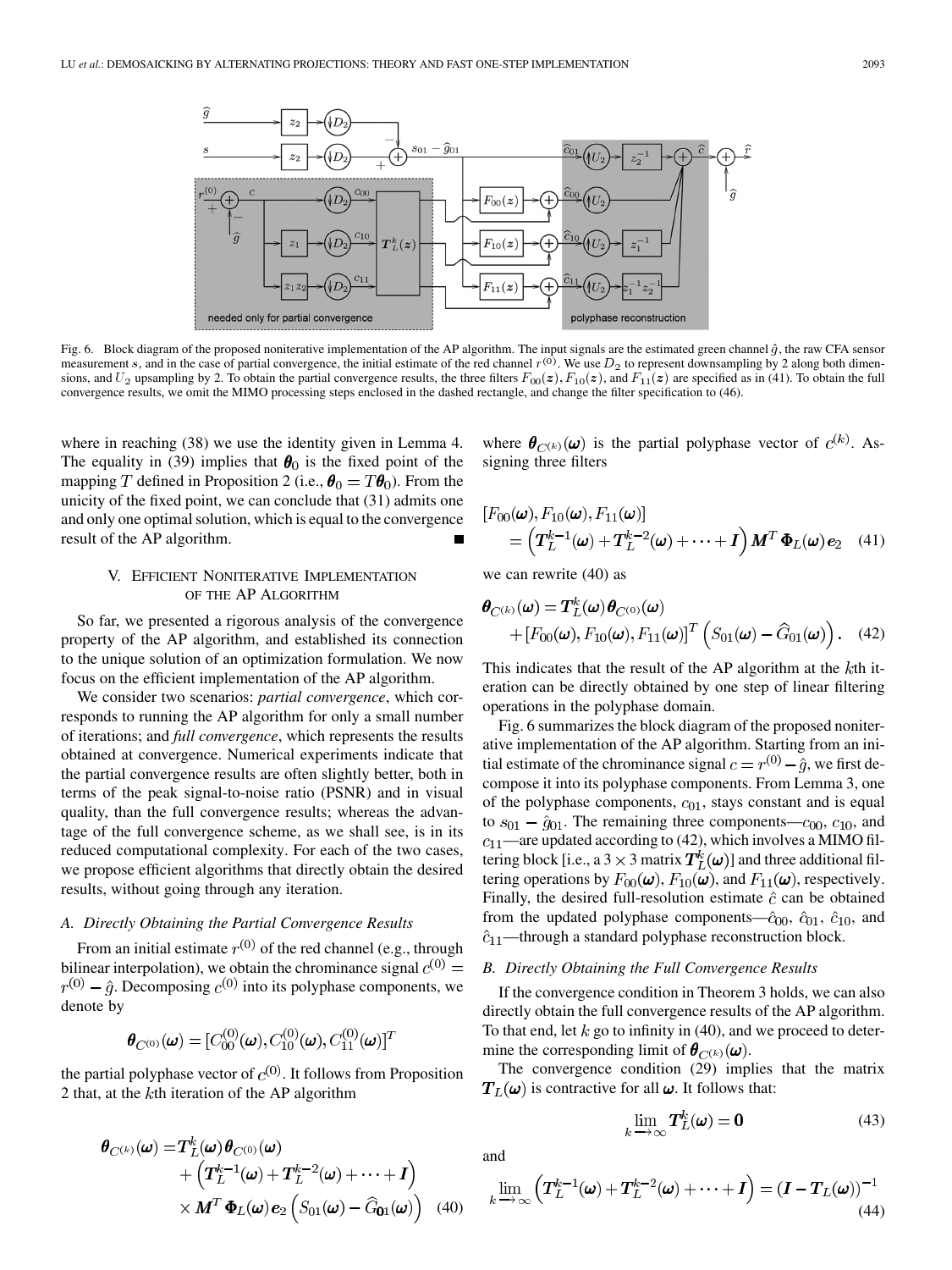Fig. 6. Block diagram of the proposed noniterative implementation of the AP algorithm. The input signals are the estimated green channel $\hat{g}$, the raw CFA sensor measurement $s$, and in the case of partial convergence, the initial estimate of the red channel $r^{(0)}$. We use $D_2$ to represent downsampling by 2 along both dimensions, and $U_2$ upsampling by 2. To obtain the partial convergence results, the three filters $F_{00}(\boldsymbol{z}), F_{10}(\boldsymbol{z})$, and $F_{11}(\boldsymbol{z})$ are specified as in (41). To obtain the full convergence results, we omit the MIMO processing steps enclosed in the dashed rectangle, and change the filter specification to (46).

where in reaching (38) we use the identity given in Lemma 4. The equality in (39) implies that $\boldsymbol{\theta}_0$ is the fixed point of the mapping $T$ defined in Proposition 2 (i.e., $\boldsymbol{\theta}_0 = T\boldsymbol{\theta}_0$). From the unicity of the fixed point, we can conclude that (31) admits one and only one optimal solution, which is equal to the convergence result of the AP algorithm. ■

## V. Efficient Noniterative Implementation of the AP Algorithm

So far, we presented a rigorous analysis of the convergence property of the AP algorithm, and established its connection to the unique solution of an optimization formulation. We now focus on the efficient implementation of the AP algorithm.

We consider two scenarios: *partial convergence*, which corresponds to running the AP algorithm for only a small number of iterations; and *full convergence*, which represents the results obtained at convergence. Numerical experiments indicate that the partial convergence results are often slightly better, both in terms of the peak signal-to-noise ratio (PSNR) and in visual quality, than the full convergence results; whereas the advantage of the full convergence scheme, as we shall see, is in its reduced computational complexity. For each of the two cases, we propose efficient algorithms that directly obtain the desired results, without going through any iteration.

### A. Directly Obtaining the Partial Convergence Results

From an initial estimate $r^{(0)}$ of the red channel (e.g., through bilinear interpolation), we obtain the chrominance signal $c^{(0)} = r^{(0)} - \hat{g}$. Decomposing $c^{(0)}$ into its polyphase components, we denote by

$$\boldsymbol{\theta}_{C^{(0)}}(\boldsymbol{\omega}) = [C_{00}^{(0)}(\boldsymbol{\omega}), C_{10}^{(0)}(\boldsymbol{\omega}), C_{11}^{(0)}(\boldsymbol{\omega})]^T$$

the partial polyphase vector of $c^{(0)}$. It follows from Proposition 2 that, at the $k$th iteration of the AP algorithm

$$\begin{aligned}\boldsymbol{\theta}_{C^{(k)}}(\boldsymbol{\omega}) =& \boldsymbol{T}_L^k(\boldsymbol{\omega})\boldsymbol{\theta}_{C^{(0)}}(\boldsymbol{\omega}) \\ &+ \left(\boldsymbol{T}_L^{k-1}(\boldsymbol{\omega}) + \boldsymbol{T}_L^{k-2}(\boldsymbol{\omega}) + \cdots + \boldsymbol{I}\right) \\ &\times \boldsymbol{M}^T \boldsymbol{\Phi}_L(\boldsymbol{\omega})\boldsymbol{e}_2 \left(S_{01}(\boldsymbol{\omega}) - \widehat{G}_{01}(\boldsymbol{\omega})\right) \quad (40)\end{aligned}$$

where $\boldsymbol{\theta}_{C^{(k)}}(\boldsymbol{\omega})$ is the partial polyphase vector of $c^{(k)}$. Assigning three filters

$$\begin{aligned}&[F_{00}(\boldsymbol{\omega}), F_{10}(\boldsymbol{\omega}), F_{11}(\boldsymbol{\omega})] \\ &\quad = \left(\boldsymbol{T}_L^{k-1}(\boldsymbol{\omega}) + \boldsymbol{T}_L^{k-2}(\boldsymbol{\omega}) + \cdots + \boldsymbol{I}\right) \boldsymbol{M}^T \boldsymbol{\Phi}_L(\boldsymbol{\omega})\boldsymbol{e}_2 \quad (41)\end{aligned}$$

we can rewrite (40) as

$$\begin{aligned}\boldsymbol{\theta}_{C^{(k)}}(\boldsymbol{\omega}) =& \boldsymbol{T}_L^k(\boldsymbol{\omega})\boldsymbol{\theta}_{C^{(0)}}(\boldsymbol{\omega}) \\ &+ [F_{00}(\boldsymbol{\omega}), F_{10}(\boldsymbol{\omega}), F_{11}(\boldsymbol{\omega})]^T \left(S_{01}(\boldsymbol{\omega}) - \widehat{G}_{01}(\boldsymbol{\omega})\right). \quad (42)\end{aligned}$$

This indicates that the result of the AP algorithm at the $k$th iteration can be directly obtained by one step of linear filtering operations in the polyphase domain.

Fig. 6 summarizes the block diagram of the proposed noniterative implementation of the AP algorithm. Starting from an initial estimate of the chrominance signal $c = r^{(0)} - \hat{g}$, we first decompose it into its polyphase components. From Lemma 3, one of the polyphase components, $c_{01}$, stays constant and is equal to $s_{01} - \hat{g}_{01}$. The remaining three components—$c_{00}$, $c_{10}$, and $c_{11}$—are updated according to (42), which involves a MIMO filtering block [i.e., a $3 \times 3$ matrix $\boldsymbol{T}_L^k(\boldsymbol{\omega})$] and three additional filtering operations by $F_{00}(\boldsymbol{\omega})$, $F_{10}(\boldsymbol{\omega})$, and $F_{11}(\boldsymbol{\omega})$, respectively. Finally, the desired full-resolution estimate $\hat{c}$ can be obtained from the updated polyphase components—$\hat{c}_{00}$, $\hat{c}_{01}$, $\hat{c}_{10}$, and $\hat{c}_{11}$—through a standard polyphase reconstruction block.

### B. Directly Obtaining the Full Convergence Results

If the convergence condition in Theorem 3 holds, we can also directly obtain the full convergence results of the AP algorithm. To that end, let $k$ go to infinity in (40), and we proceed to determine the corresponding limit of $\boldsymbol{\theta}_{C^{(k)}}(\boldsymbol{\omega})$.

The convergence condition (29) implies that the matrix $\boldsymbol{T}_L(\boldsymbol{\omega})$ is contractive for all $\boldsymbol{\omega}$. It follows that:

$$\lim_{k \to \infty} \boldsymbol{T}_L^k(\boldsymbol{\omega}) = \boldsymbol{0} \quad (43)$$

and

$$\lim_{k \to \infty} \left(\boldsymbol{T}_L^{k-1}(\boldsymbol{\omega}) + \boldsymbol{T}_L^{k-2}(\boldsymbol{\omega}) + \cdots + \boldsymbol{I}\right) = (\boldsymbol{I} - \boldsymbol{T}_L(\boldsymbol{\omega}))^{-1} \quad (44)$$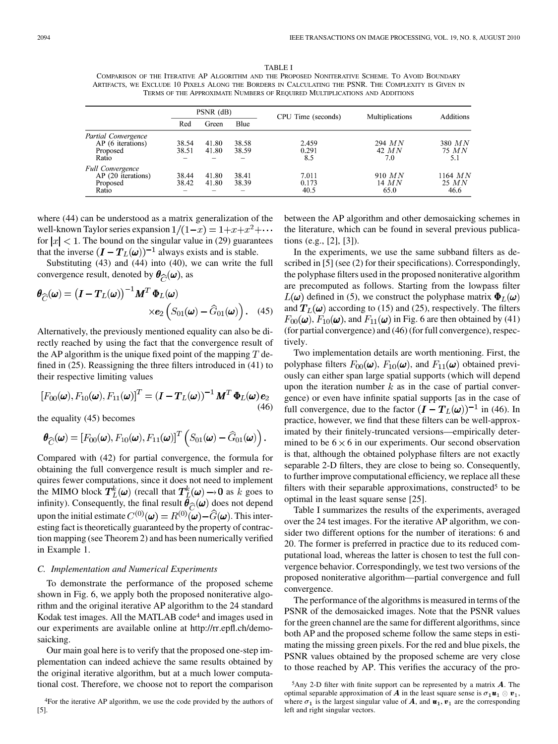TABLE I
COMPARISON OF THE ITERATIVE AP ALGORITHM AND THE PROPOSED NONITERATIVE SCHEME. TO AVOID BOUNDARY ARTIFACTS, WE EXCLUDE 10 PIXELS ALONG THE BORDERS IN CALCULATING THE PSNR. THE COMPLEXITY IS GIVEN IN TERMS OF THE APPROXIMATE NUMBERS OF REQUIRED MULTIPLICATIONS AND ADDITIONS

| | PSNR (dB) | | | CPU Time (seconds) | Multiplications | Additions |
|---|---|---|---|---|---|---|
| | Red | Green | Blue | | | |
| *Partial Convergence* | | | | | | |
| AP (6 iterations) | 38.54 | 41.80 | 38.58 | 2.459 | 294 $MN$ | 380 $MN$ |
| Proposed | 38.51 | 41.80 | 38.59 | 0.291 | 42 $MN$ | 75 $MN$ |
| Ratio | – | – | – | 8.5 | 7.0 | 5.1 |
| *Full Convergence* | | | | | | |
| AP (20 iterations) | 38.44 | 41.80 | 38.41 | 7.011 | 910 $MN$ | 1164 $MN$ |
| Proposed | 38.42 | 41.80 | 38.39 | 0.173 | 14 $MN$ | 25 $MN$ |
| Ratio | – | – | – | 40.5 | 65.0 | 46.6 |

where (44) can be understood as a matrix generalization of the well-known Taylor series expansion $1/(1-x) = 1+x+x^2+\cdots$ for $|x| < 1$. The bound on the singular value in (29) guarantees that the inverse $(\boldsymbol{I} - \boldsymbol{T}_L(\boldsymbol{\omega}))^{-1}$ always exists and is stable.

Substituting (43) and (44) into (40), we can write the full convergence result, denoted by $\boldsymbol{\theta}_{\widehat{C}}(\boldsymbol{\omega})$, as

$$\boldsymbol{\theta}_{\widehat{C}}(\boldsymbol{\omega}) = \left(\boldsymbol{I} - \boldsymbol{T}_L(\boldsymbol{\omega})\right)^{-1} \boldsymbol{M}^T \, \boldsymbol{\Phi}_L(\boldsymbol{\omega}) \times \boldsymbol{e}_2 \left(S_{01}(\boldsymbol{\omega}) - \widehat{G}_{01}(\boldsymbol{\omega})\right). \quad (45)$$

Alternatively, the previously mentioned equality can also be directly reached by using the fact that the convergence result of the AP algorithm is the unique fixed point of the mapping $T$ defined in (25). Reassigning the three filters introduced in (41) to their respective limiting values

$$[F_{00}(\boldsymbol{\omega}), F_{10}(\boldsymbol{\omega}), F_{11}(\boldsymbol{\omega})]^T = \left(\boldsymbol{I} - \boldsymbol{T}_L(\boldsymbol{\omega})\right)^{-1} \boldsymbol{M}^T \, \boldsymbol{\Phi}_L(\boldsymbol{\omega}) \, \boldsymbol{e}_2 \quad (46)$$

the equality (45) becomes

$$\boldsymbol{\theta}_{\widehat{C}}(\boldsymbol{\omega}) = [F_{00}(\boldsymbol{\omega}), F_{10}(\boldsymbol{\omega}), F_{11}(\boldsymbol{\omega})]^T \left(S_{01}(\boldsymbol{\omega}) - \widehat{G}_{01}(\boldsymbol{\omega})\right).$$

Compared with (42) for partial convergence, the formula for obtaining the full convergence result is much simpler and requires fewer computations, since it does not need to implement the MIMO block $\boldsymbol{T}_L^k(\boldsymbol{\omega})$ (recall that $\boldsymbol{T}_L^k(\boldsymbol{\omega}) \rightarrow \boldsymbol{0}$ as $k$ goes to infinity). Consequently, the final result $\boldsymbol{\theta}_{\widehat{C}}(\boldsymbol{\omega})$ does not depend upon the initial estimate $C^{(0)}(\boldsymbol{\omega}) = R^{(0)}(\boldsymbol{\omega}) - \widehat{G}(\boldsymbol{\omega})$. This interesting fact is theoretically guaranteed by the property of contraction mapping (see Theorem 2) and has been numerically verified in Example 1.

### C. Implementation and Numerical Experiments

To demonstrate the performance of the proposed scheme shown in Fig. 6, we apply both the proposed noniterative algorithm and the original iterative AP algorithm to the 24 standard Kodak test images. All the MATLAB code[4] and images used in our experiments are available online at http://rr.epfl.ch/demosaicking.

Our main goal here is to verify that the proposed one-step implementation can indeed achieve the same results obtained by the original iterative algorithm, but at a much lower computational cost. Therefore, we choose not to report the comparison between the AP algorithm and other demosaicking schemes in the literature, which can be found in several previous publications (e.g., [2], [3]).

In the experiments, we use the same subband filters as described in [5] (see (2) for their specifications). Correspondingly, the polyphase filters used in the proposed noniterative algorithm are precomputed as follows. Starting from the lowpass filter $L(\boldsymbol{\omega})$ defined in (5), we construct the polyphase matrix $\boldsymbol{\Phi}_L(\boldsymbol{\omega})$ and $\boldsymbol{T}_L(\boldsymbol{\omega})$ according to (15) and (25), respectively. The filters $F_{00}(\boldsymbol{\omega})$, $F_{10}(\boldsymbol{\omega})$, and $F_{11}(\boldsymbol{\omega})$ in Fig. 6 are then obtained by (41) (for partial convergence) and (46) (for full convergence), respectively.

Two implementation details are worth mentioning. First, the polyphase filters $F_{00}(\boldsymbol{\omega})$, $F_{10}(\boldsymbol{\omega})$, and $F_{11}(\boldsymbol{\omega})$ obtained previously can either span large spatial supports (which will depend upon the iteration number $k$ as in the case of partial convergence) or even have infinite spatial supports [as in the case of full convergence, due to the factor $(\boldsymbol{I} - \boldsymbol{T}_L(\boldsymbol{\omega}))^{-1}$ in (46). In practice, however, we find that these filters can be well-approximated by their finitely-truncated versions—empirically determined to be $6 \times 6$ in our experiments. Our second observation is that, although the obtained polyphase filters are not exactly separable 2-D filters, they are close to being so. Consequently, to further improve computational efficiency, we replace all these filters with their separable approximations, constructed[5] to be optimal in the least square sense [25].

Table I summarizes the results of the experiments, averaged over the 24 test images. For the iterative AP algorithm, we consider two different options for the number of iterations: 6 and 20. The former is preferred in practice due to its reduced computational load, whereas the latter is chosen to test the full convergence behavior. Correspondingly, we test two versions of the proposed noniterative algorithm—partial convergence and full convergence.

The performance of the algorithms is measured in terms of the PSNR of the demosaicked images. Note that the PSNR values for the green channel are the same for different algorithms, since both AP and the proposed scheme follow the same steps in estimating the missing green pixels. For the red and blue pixels, the PSNR values obtained by the proposed scheme are very close to those reached by AP. This verifies the accuracy of the pro-

[4] For the iterative AP algorithm, we use the code provided by the authors of [5].

[5] Any 2-D filter with finite support can be represented by a matrix $\boldsymbol{A}$. The optimal separable approximation of $\boldsymbol{A}$ in the least square sense is $\sigma_1 \boldsymbol{u}_1 \otimes \boldsymbol{v}_1$, where $\sigma_1$ is the largest singular value of $\boldsymbol{A}$, and $\boldsymbol{u}_1, \boldsymbol{v}_1$ are the corresponding left and right singular vectors.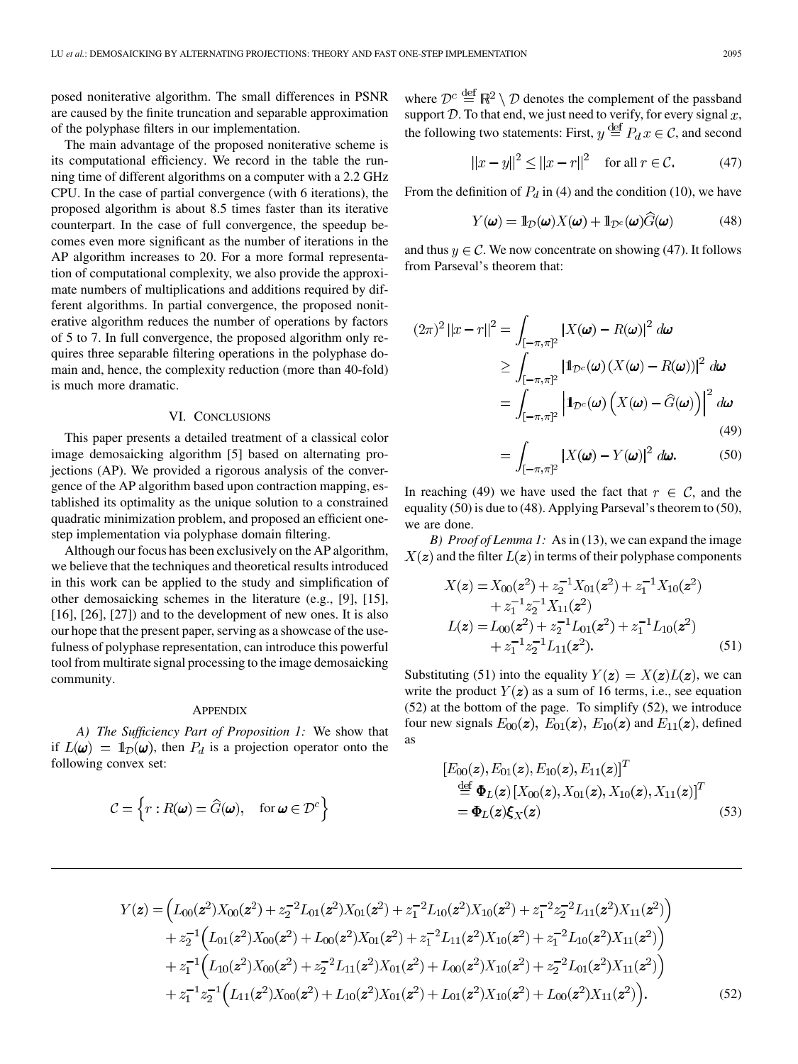posed noniterative algorithm. The small differences in PSNR are caused by the finite truncation and separable approximation of the polyphase filters in our implementation.

The main advantage of the proposed noniterative scheme is its computational efficiency. We record in the table the running time of different algorithms on a computer with a 2.2 GHz CPU. In the case of partial convergence (with 6 iterations), the proposed algorithm is about 8.5 times faster than its iterative counterpart. In the case of full convergence, the speedup becomes even more significant as the number of iterations in the AP algorithm increases to 20. For a more formal representation of computational complexity, we also provide the approximate numbers of multiplications and additions required by different algorithms. In partial convergence, the proposed noniterative algorithm reduces the number of operations by factors of 5 to 7. In full convergence, the proposed algorithm only requires three separable filtering operations in the polyphase domain and, hence, the complexity reduction (more than 40-fold) is much more dramatic.

## VI. Conclusions

This paper presents a detailed treatment of a classical color image demosaicking algorithm [5] based on alternating projections (AP). We provided a rigorous analysis of the convergence of the AP algorithm based upon contraction mapping, established its optimality as the unique solution to a constrained quadratic minimization problem, and proposed an efficient one-step implementation via polyphase domain filtering.

Although our focus has been exclusively on the AP algorithm, we believe that the techniques and theoretical results introduced in this work can be applied to the study and simplification of other demosaicking schemes in the literature (e.g., [9], [15], [16], [26], [27]) and to the development of new ones. It is also our hope that the present paper, serving as a showcase of the usefulness of polyphase representation, can introduce this powerful tool from multirate signal processing to the image demosaicking community.

## Appendix

*A) The Sufficiency Part of Proposition 1:* We show that if $L(\boldsymbol{\omega}) = \mathbb{1}_{\mathcal{D}}(\boldsymbol{\omega})$, then $P_d$ is a projection operator onto the following convex set:

$$\mathcal{C} = \left\{ r : R(\boldsymbol{\omega}) = \widehat{G}(\boldsymbol{\omega}), \quad \text{for } \boldsymbol{\omega} \in \mathcal{D}^c \right\}$$

where $\mathcal{D}^c \stackrel{\text{def}}{=} \mathbb{R}^2 \setminus \mathcal{D}$ denotes the complement of the passband support $\mathcal{D}$. To that end, we just need to verify, for every signal $x$, the following two statements: First, $y \stackrel{\text{def}}{=} P_d x \in \mathcal{C}$, and second

$$\|x - y\|^2 \leq \|x - r\|^2 \quad \text{for all } r \in \mathcal{C}. \tag{47}$$

From the definition of $P_d$ in (4) and the condition (10), we have

$$Y(\boldsymbol{\omega}) = \mathbb{1}_{\mathcal{D}}(\boldsymbol{\omega}) X(\boldsymbol{\omega}) + \mathbb{1}_{\mathcal{D}^c}(\boldsymbol{\omega}) \widehat{G}(\boldsymbol{\omega}) \tag{48}$$

and thus $y \in \mathcal{C}$. We now concentrate on showing (47). It follows from Parseval's theorem that:

$$\begin{aligned}
(2\pi)^2 \|x - r\|^2 &= \int_{[-\pi,\pi]^2} |X(\boldsymbol{\omega}) - R(\boldsymbol{\omega})|^2 \, d\boldsymbol{\omega} \\
&\geq \int_{[-\pi,\pi]^2} |\mathbb{1}_{\mathcal{D}^c}(\boldsymbol{\omega}) (X(\boldsymbol{\omega}) - R(\boldsymbol{\omega}))|^2 \, d\boldsymbol{\omega} \\
&= \int_{[-\pi,\pi]^2} \left| \mathbb{1}_{\mathcal{D}^c}(\boldsymbol{\omega}) \left( X(\boldsymbol{\omega}) - \widehat{G}(\boldsymbol{\omega}) \right) \right|^2 d\boldsymbol{\omega} && (49) \\
&= \int_{[-\pi,\pi]^2} |X(\boldsymbol{\omega}) - Y(\boldsymbol{\omega})|^2 \, d\boldsymbol{\omega}. && (50)
\end{aligned}$$

In reaching (49) we have used the fact that $r \in \mathcal{C}$, and the equality (50) is due to (48). Applying Parseval's theorem to (50), we are done.

*B) Proof of Lemma 1:* As in (13), we can expand the image $X(\boldsymbol{z})$ and the filter $L(\boldsymbol{z})$ in terms of their polyphase components

$$\begin{aligned}
X(\boldsymbol{z}) &= X_{00}(\boldsymbol{z}^2) + z_2^{-1} X_{01}(\boldsymbol{z}^2) + z_1^{-1} X_{10}(\boldsymbol{z}^2) \\
&\quad + z_1^{-1} z_2^{-1} X_{11}(\boldsymbol{z}^2) \\
L(\boldsymbol{z}) &= L_{00}(\boldsymbol{z}^2) + z_2^{-1} L_{01}(\boldsymbol{z}^2) + z_1^{-1} L_{10}(\boldsymbol{z}^2) \\
&\quad + z_1^{-1} z_2^{-1} L_{11}(\boldsymbol{z}^2).
\end{aligned} \tag{51}$$

Substituting (51) into the equality $Y(\boldsymbol{z}) = X(\boldsymbol{z}) L(\boldsymbol{z})$, we can write the product $Y(\boldsymbol{z})$ as a sum of 16 terms, i.e., see equation (52) at the bottom of the page. To simplify (52), we introduce four new signals $E_{00}(\boldsymbol{z})$, $E_{01}(\boldsymbol{z})$, $E_{10}(\boldsymbol{z})$ and $E_{11}(\boldsymbol{z})$, defined as

$$\begin{aligned}
&[E_{00}(\boldsymbol{z}), E_{01}(\boldsymbol{z}), E_{10}(\boldsymbol{z}), E_{11}(\boldsymbol{z})]^T \\
&\quad \stackrel{\text{def}}{=} \boldsymbol{\Phi}_L(\boldsymbol{z}) \, [X_{00}(\boldsymbol{z}), X_{01}(\boldsymbol{z}), X_{10}(\boldsymbol{z}), X_{11}(\boldsymbol{z})]^T \\
&\quad = \boldsymbol{\Phi}_L(\boldsymbol{z}) \boldsymbol{\xi}_X(\boldsymbol{z})
\end{aligned} \tag{53}$$

$$\begin{aligned}
Y(\boldsymbol{z}) &= \Big( L_{00}(\boldsymbol{z}^2) X_{00}(\boldsymbol{z}^2) + z_2^{-2} L_{01}(\boldsymbol{z}^2) X_{01}(\boldsymbol{z}^2) + z_1^{-2} L_{10}(\boldsymbol{z}^2) X_{10}(\boldsymbol{z}^2) + z_1^{-2} z_2^{-2} L_{11}(\boldsymbol{z}^2) X_{11}(\boldsymbol{z}^2) \Big) \\
&\quad + z_2^{-1} \Big( L_{01}(\boldsymbol{z}^2) X_{00}(\boldsymbol{z}^2) + L_{00}(\boldsymbol{z}^2) X_{01}(\boldsymbol{z}^2) + z_1^{-2} L_{11}(\boldsymbol{z}^2) X_{10}(\boldsymbol{z}^2) + z_1^{-2} L_{10}(\boldsymbol{z}^2) X_{11}(\boldsymbol{z}^2) \Big) \\
&\quad + z_1^{-1} \Big( L_{10}(\boldsymbol{z}^2) X_{00}(\boldsymbol{z}^2) + z_2^{-2} L_{11}(\boldsymbol{z}^2) X_{01}(\boldsymbol{z}^2) + L_{00}(\boldsymbol{z}^2) X_{10}(\boldsymbol{z}^2) + z_2^{-2} L_{01}(\boldsymbol{z}^2) X_{11}(\boldsymbol{z}^2) \Big) \\
&\quad + z_1^{-1} z_2^{-1} \Big( L_{11}(\boldsymbol{z}^2) X_{00}(\boldsymbol{z}^2) + L_{10}(\boldsymbol{z}^2) X_{01}(\boldsymbol{z}^2) + L_{01}(\boldsymbol{z}^2) X_{10}(\boldsymbol{z}^2) + L_{00}(\boldsymbol{z}^2) X_{11}(\boldsymbol{z}^2) \Big).
\end{aligned} \tag{52}$$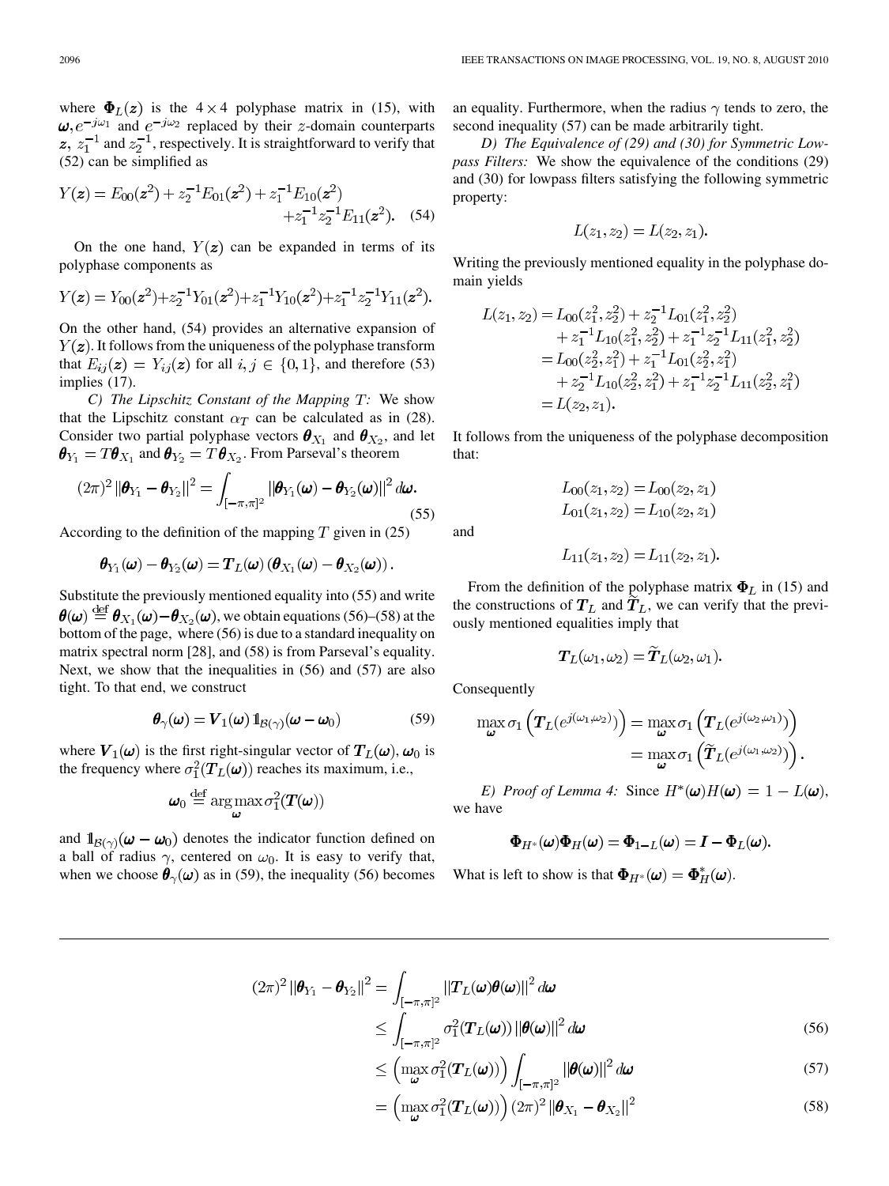where $\boldsymbol{\Phi}_L(\boldsymbol{z})$ is the $4 \times 4$ polyphase matrix in (15), with $\boldsymbol{\omega}, e^{-j\omega_1}$ and $e^{-j\omega_2}$ replaced by their $z$-domain counterparts $\boldsymbol{z}$, $z_1^{-1}$ and $z_2^{-1}$, respectively. It is straightforward to verify that (52) can be simplified as

$$Y(\boldsymbol{z}) = E_{00}(\boldsymbol{z}^2) + z_2^{-1}E_{01}(\boldsymbol{z}^2) + z_1^{-1}E_{10}(\boldsymbol{z}^2) + z_1^{-1}z_2^{-1}E_{11}(\boldsymbol{z}^2). \quad (54)$$

On the one hand, $Y(\boldsymbol{z})$ can be expanded in terms of its polyphase components as

$$Y(\boldsymbol{z}) = Y_{00}(\boldsymbol{z}^2)+z_2^{-1}Y_{01}(\boldsymbol{z}^2)+z_1^{-1}Y_{10}(\boldsymbol{z}^2)+z_1^{-1}z_2^{-1}Y_{11}(\boldsymbol{z}^2).$$

On the other hand, (54) provides an alternative expansion of $Y(\boldsymbol{z})$. It follows from the uniqueness of the polyphase transform that $E_{ij}(\boldsymbol{z}) = Y_{ij}(\boldsymbol{z})$ for all $i, j \in \{0, 1\}$, and therefore (53) implies (17).

*C) The Lipschitz Constant of the Mapping $T$:* We show that the Lipschitz constant $\alpha_T$ can be calculated as in (28). Consider two partial polyphase vectors $\boldsymbol{\theta}_{X_1}$ and $\boldsymbol{\theta}_{X_2}$, and let $\boldsymbol{\theta}_{Y_1} = T\boldsymbol{\theta}_{X_1}$ and $\boldsymbol{\theta}_{Y_2} = T\boldsymbol{\theta}_{X_2}$. From Parseval's theorem

$$(2\pi)^2 \left\|\boldsymbol{\theta}_{Y_1} - \boldsymbol{\theta}_{Y_2}\right\|^2 = \int_{[-\pi,\pi]^2} \left\|\boldsymbol{\theta}_{Y_1}(\boldsymbol{\omega}) - \boldsymbol{\theta}_{Y_2}(\boldsymbol{\omega})\right\|^2 d\boldsymbol{\omega}. \quad (55)$$

According to the definition of the mapping $T$ given in (25)

$$\boldsymbol{\theta}_{Y_1}(\boldsymbol{\omega}) - \boldsymbol{\theta}_{Y_2}(\boldsymbol{\omega}) = \boldsymbol{T}_L(\boldsymbol{\omega}) \left(\boldsymbol{\theta}_{X_1}(\boldsymbol{\omega}) - \boldsymbol{\theta}_{X_2}(\boldsymbol{\omega})\right).$$

Substitute the previously mentioned equality into (55) and write $\boldsymbol{\theta}(\boldsymbol{\omega}) \stackrel{\text{def}}{=} \boldsymbol{\theta}_{X_1}(\boldsymbol{\omega}) - \boldsymbol{\theta}_{X_2}(\boldsymbol{\omega})$, we obtain equations (56)–(58) at the bottom of the page, where (56) is due to a standard inequality on matrix spectral norm [28], and (58) is from Parseval's equality. Next, we show that the inequalities in (56) and (57) are also tight. To that end, we construct

$$\boldsymbol{\theta}_\gamma(\boldsymbol{\omega}) = \boldsymbol{V}_1(\boldsymbol{\omega})\, \mathbb{1}_{\mathcal{B}(\gamma)}(\boldsymbol{\omega} - \boldsymbol{\omega}_0) \quad (59)$$

where $\boldsymbol{V}_1(\boldsymbol{\omega})$ is the first right-singular vector of $\boldsymbol{T}_L(\boldsymbol{\omega})$, $\boldsymbol{\omega}_0$ is the frequency where $\sigma_1^2(\boldsymbol{T}_L(\boldsymbol{\omega}))$ reaches its maximum, i.e.,

$$\boldsymbol{\omega}_0 \stackrel{\text{def}}{=} \arg\max_{\boldsymbol{\omega}} \sigma_1^2(\boldsymbol{T}(\boldsymbol{\omega}))$$

and $\mathbb{1}_{\mathcal{B}(\gamma)}(\boldsymbol{\omega} - \boldsymbol{\omega}_0)$ denotes the indicator function defined on a ball of radius $\gamma$, centered on $\omega_0$. It is easy to verify that, when we choose $\boldsymbol{\theta}_\gamma(\boldsymbol{\omega})$ as in (59), the inequality (56) becomes an equality. Furthermore, when the radius $\gamma$ tends to zero, the second inequality (57) can be made arbitrarily tight.

*D) The Equivalence of (29) and (30) for Symmetric Lowpass Filters:* We show the equivalence of the conditions (29) and (30) for lowpass filters satisfying the following symmetric property:

$$L(z_1, z_2) = L(z_2, z_1).$$

Writing the previously mentioned equality in the polyphase domain yields

$$\begin{aligned}
L(z_1, z_2) &= L_{00}(z_1^2, z_2^2) + z_2^{-1}L_{01}(z_1^2, z_2^2) \\
&\quad + z_1^{-1}L_{10}(z_1^2, z_2^2) + z_1^{-1}z_2^{-1}L_{11}(z_1^2, z_2^2) \\
&= L_{00}(z_2^2, z_1^2) + z_1^{-1}L_{01}(z_2^2, z_1^2) \\
&\quad + z_2^{-1}L_{10}(z_2^2, z_1^2) + z_1^{-1}z_2^{-1}L_{11}(z_2^2, z_1^2) \\
&= L(z_2, z_1).
\end{aligned}$$

It follows from the uniqueness of the polyphase decomposition that:

$$\begin{aligned}
L_{00}(z_1, z_2) &= L_{00}(z_2, z_1) \\
L_{01}(z_1, z_2) &= L_{10}(z_2, z_1)
\end{aligned}$$

and

$$L_{11}(z_1, z_2) = L_{11}(z_2, z_1).$$

From the definition of the polyphase matrix $\boldsymbol{\Phi}_L$ in (15) and the constructions of $\boldsymbol{T}_L$ and $\widetilde{\boldsymbol{T}}_L$, we can verify that the previously mentioned equalities imply that

$$\boldsymbol{T}_L(\omega_1, \omega_2) = \widetilde{\boldsymbol{T}}_L(\omega_2, \omega_1).$$

Consequently

$$\begin{aligned}
\max_{\boldsymbol{\omega}} \sigma_1 \left(\boldsymbol{T}_L(e^{j(\omega_1,\omega_2)})\right) &= \max_{\boldsymbol{\omega}} \sigma_1 \left(\boldsymbol{T}_L(e^{j(\omega_2,\omega_1)})\right) \\
&= \max_{\boldsymbol{\omega}} \sigma_1 \left(\widetilde{\boldsymbol{T}}_L(e^{j(\omega_1,\omega_2)})\right).
\end{aligned}$$

*E) Proof of Lemma 4:* Since $H^*(\boldsymbol{\omega})H(\boldsymbol{\omega}) = 1 - L(\boldsymbol{\omega})$, we have

$$\boldsymbol{\Phi}_{H^*}(\boldsymbol{\omega})\boldsymbol{\Phi}_H(\boldsymbol{\omega}) = \boldsymbol{\Phi}_{1-L}(\boldsymbol{\omega}) = \boldsymbol{I} - \boldsymbol{\Phi}_L(\boldsymbol{\omega}).$$

What is left to show is that $\boldsymbol{\Phi}_{H^*}(\boldsymbol{\omega}) = \boldsymbol{\Phi}_H^*(\boldsymbol{\omega})$.

$$\begin{aligned}
(2\pi)^2 \left\|\boldsymbol{\theta}_{Y_1} - \boldsymbol{\theta}_{Y_2}\right\|^2 &= \int_{[-\pi,\pi]^2} \left\|\boldsymbol{T}_L(\boldsymbol{\omega})\boldsymbol{\theta}(\boldsymbol{\omega})\right\|^2 d\boldsymbol{\omega} \\
&\leq \int_{[-\pi,\pi]^2} \sigma_1^2(\boldsymbol{T}_L(\boldsymbol{\omega})) \left\|\boldsymbol{\theta}(\boldsymbol{\omega})\right\|^2 d\boldsymbol{\omega} && (56) \\
&\leq \left(\max_{\boldsymbol{\omega}} \sigma_1^2(\boldsymbol{T}_L(\boldsymbol{\omega}))\right) \int_{[-\pi,\pi]^2} \left\|\boldsymbol{\theta}(\boldsymbol{\omega})\right\|^2 d\boldsymbol{\omega} && (57) \\
&= \left(\max_{\boldsymbol{\omega}} \sigma_1^2(\boldsymbol{T}_L(\boldsymbol{\omega}))\right) (2\pi)^2 \left\|\boldsymbol{\theta}_{X_1} - \boldsymbol{\theta}_{X_2}\right\|^2 && (58)
\end{aligned}$$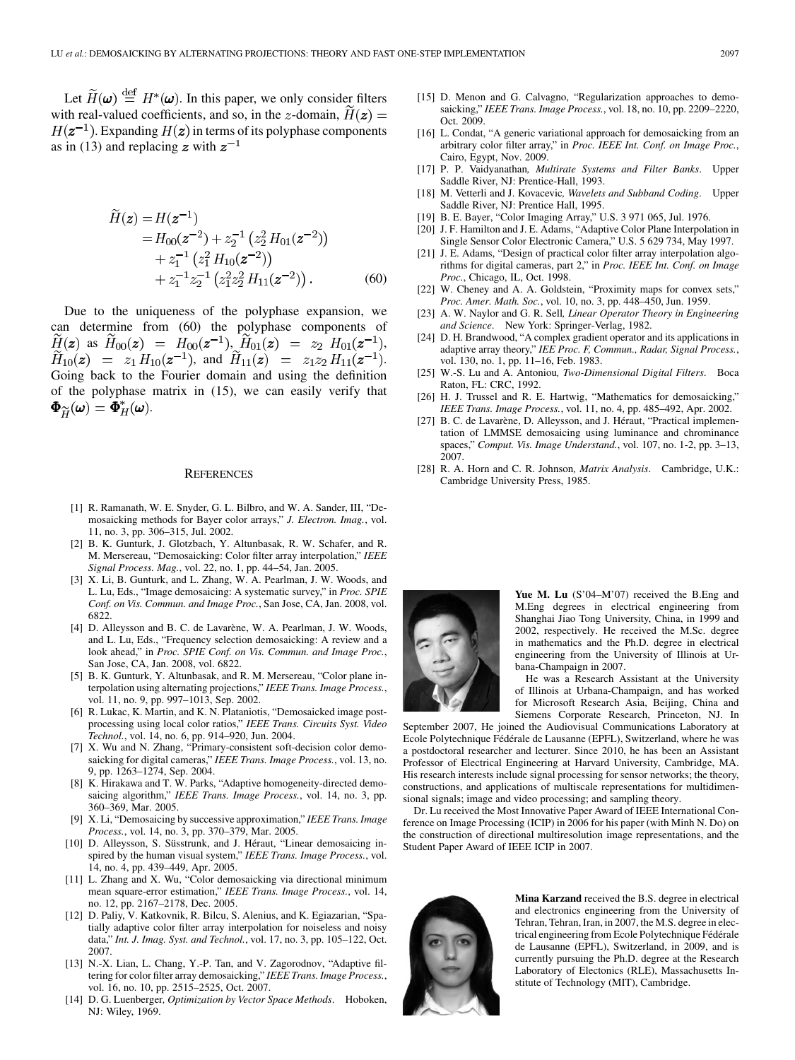Let $\widetilde{H}(\boldsymbol{\omega}) \stackrel{\text{def}}{=} H^*(\boldsymbol{\omega})$. In this paper, we only consider filters with real-valued coefficients, and so, in the $z$-domain, $\widetilde{H}(\boldsymbol{z}) = H(\boldsymbol{z}^{-1})$. Expanding $H(\boldsymbol{z})$ in terms of its polyphase components as in (13) and replacing $\boldsymbol{z}$ with $\boldsymbol{z}^{-1}$

$$
\begin{aligned}
\widetilde{H}(\boldsymbol{z}) &= H(\boldsymbol{z}^{-1}) \\
&= H_{00}(\boldsymbol{z}^{-2}) + z_2^{-1}\left(z_2^2\, H_{01}(\boldsymbol{z}^{-2})\right) \\
&\quad + z_1^{-1}\left(z_1^2\, H_{10}(\boldsymbol{z}^{-2})\right) \\
&\quad + z_1^{-1} z_2^{-1}\left(z_1^2 z_2^2\, H_{11}(\boldsymbol{z}^{-2})\right). \qquad (60)
\end{aligned}
$$

Due to the uniqueness of the polyphase expansion, we can determine from (60) the polyphase components of $\widetilde{H}(\boldsymbol{z})$ as $\widetilde{H}_{00}(\boldsymbol{z}) = H_{00}(\boldsymbol{z}^{-1})$, $\widetilde{H}_{01}(\boldsymbol{z}) = z_2\, H_{01}(\boldsymbol{z}^{-1})$, $\widetilde{H}_{10}(\boldsymbol{z}) = z_1\, H_{10}(\boldsymbol{z}^{-1})$, and $\widetilde{H}_{11}(\boldsymbol{z}) = z_1 z_2\, H_{11}(\boldsymbol{z}^{-1})$. Going back to the Fourier domain and using the definition of the polyphase matrix in (15), we can easily verify that $\boldsymbol{\Phi}_{\widetilde{H}}(\boldsymbol{\omega}) = \boldsymbol{\Phi}_{H}^*(\boldsymbol{\omega})$.

## References

[1] R. Ramanath, W. E. Snyder, G. L. Bilbro, and W. A. Sander, III, "Demosaicking methods for Bayer color arrays," *J. Electron. Imag.*, vol. 11, no. 3, pp. 306–315, Jul. 2002.

[2] B. K. Gunturk, J. Glotzbach, Y. Altunbasak, R. W. Schafer, and R. M. Mersereau, "Demosaicking: Color filter array interpolation," *IEEE Signal Process. Mag.*, vol. 22, no. 1, pp. 44–54, Jan. 2005.

[3] X. Li, B. Gunturk, and L. Zhang, W. A. Pearlman, J. W. Woods, and L. Lu, Eds., "Image demosaicing: A systematic survey," in *Proc. SPIE Conf. on Vis. Commun. and Image Proc.*, San Jose, CA, Jan. 2008, vol. 6822.

[4] D. Alleysson and B. C. de Lavarène, W. A. Pearlman, J. W. Woods, and L. Lu, Eds., "Frequency selection demosaicking: A review and a look ahead," in *Proc. SPIE Conf. on Vis. Commun. and Image Proc.*, San Jose, CA, Jan. 2008, vol. 6822.

[5] B. K. Gunturk, Y. Altunbasak, and R. M. Mersereau, "Color plane interpolation using alternating projections," *IEEE Trans. Image Process.*, vol. 11, no. 9, pp. 997–1013, Sep. 2002.

[6] R. Lukac, K. Martin, and K. N. Plataniotis, "Demosaicked image postprocessing using local color ratios," *IEEE Trans. Circuits Syst. Video Technol.*, vol. 14, no. 6, pp. 914–920, Jun. 2004.

[7] X. Wu and N. Zhang, "Primary-consistent soft-decision color demosaicking for digital cameras," *IEEE Trans. Image Process.*, vol. 13, no. 9, pp. 1263–1274, Sep. 2004.

[8] K. Hirakawa and T. W. Parks, "Adaptive homogeneity-directed demosaicing algorithm," *IEEE Trans. Image Process.*, vol. 14, no. 3, pp. 360–369, Mar. 2005.

[9] X. Li, "Demosaicing by successive approximation," *IEEE Trans. Image Process.*, vol. 14, no. 3, pp. 370–379, Mar. 2005.

[10] D. Alleysson, S. Süsstrunk, and J. Hérault, "Linear demosaicing inspired by the human visual system," *IEEE Trans. Image Process.*, vol. 14, no. 4, pp. 439–449, Apr. 2005.

[11] L. Zhang and X. Wu, "Color demosaicking via directional minimum mean square-error estimation," *IEEE Trans. Image Process.*, vol. 14, no. 12, pp. 2167–2178, Dec. 2005.

[12] D. Paliy, V. Katkovnik, R. Bilcu, S. Alenius, and K. Egiazarian, "Spatially adaptive color filter array interpolation for noiseless and noisy data," *Int. J. Imag. Syst. and Technol.*, vol. 17, no. 3, pp. 105–122, Oct. 2007.

[13] N.-X. Lian, L. Chang, Y.-P. Tan, and V. Zagorodnov, "Adaptive filtering for color filter array demosaicking," *IEEE Trans. Image Process.*, vol. 16, no. 10, pp. 2515–2525, Oct. 2007.

[14] D. G. Luenberger, *Optimization by Vector Space Methods*. Hoboken, NJ: Wiley, 1969.

[15] D. Menon and G. Calvagno, "Regularization approaches to demosaicking," *IEEE Trans. Image Process.*, vol. 18, no. 10, pp. 2209–2220, Oct. 2009.

[16] L. Condat, "A generic variational approach for demosaicking from an arbitrary color filter array," in *Proc. IEEE Int. Conf. on Image Proc.*, Cairo, Egypt, Nov. 2009.

[17] P. P. Vaidyanathan, *Multirate Systems and Filter Banks*. Upper Saddle River, NJ: Prentice-Hall, 1993.

[18] M. Vetterli and J. Kovacevic, *Wavelets and Subband Coding*. Upper Saddle River, NJ: Prentice Hall, 1995.

[19] B. E. Bayer, "Color Imaging Array," U.S. 3 971 065, Jul. 1976.

[20] J. F. Hamilton and J. E. Adams, "Adaptive Color Plane Interpolation in Single Sensor Color Electronic Camera," U.S. 5 629 734, May 1997.

[21] J. E. Adams, "Design of practical color filter array interpolation algorithms for digital cameras, part 2," in *Proc. IEEE Int. Conf. on Image Proc.*, Chicago, IL, Oct. 1998.

[22] W. Cheney and A. A. Goldstein, "Proximity maps for convex sets," *Proc. Amer. Math. Soc.*, vol. 10, no. 3, pp. 448–450, Jun. 1959.

[23] A. W. Naylor and G. R. Sell, *Linear Operator Theory in Engineering and Science*. New York: Springer-Verlag, 1982.

[24] D. H. Brandwood, "A complex gradient operator and its applications in adaptive array theory," *IEE Proc. F, Commun., Radar, Signal Process.*, vol. 130, no. 1, pp. 11–16, Feb. 1983.

[25] W.-S. Lu and A. Antoniou, *Two-Dimensional Digital Filters*. Boca Raton, FL: CRC, 1992.

[26] H. J. Trussel and R. E. Hartwig, "Mathematics for demosaicking," *IEEE Trans. Image Process.*, vol. 11, no. 4, pp. 485–492, Apr. 2002.

[27] B. C. de Lavarène, D. Alleyson, and J. Hérault, "Practical implementation of LMMSE demosaicing using luminance and chrominance spaces," *Comput. Vis. Image Understand.*, vol. 107, no. 1-2, pp. 3–13, 2007.

[28] R. A. Horn and C. R. Johnson, *Matrix Analysis*. Cambridge, U.K.: Cambridge University Press, 1985.

**Yue M. Lu** (S'04–M'07) received the B.Eng and M.Eng degrees in electrical engineering from Shanghai Jiao Tong University, China, in 1999 and 2002, respectively. He received the M.Sc. degree in mathematics and the Ph.D. degree in electrical engineering from the University of Illinois at Urbana-Champaign in 2007.

He was a Research Assistant at the University of Illinois at Urbana-Champaign, and has worked for Microsoft Research Asia, Beijing, China and Siemens Corporate Research, Princeton, NJ. In September 2007, He joined the Audiovisual Communications Laboratory at Ecole Polytechnique Fédérale de Lausanne (EPFL), Switzerland, where he was a postdoctoral researcher and lecturer. Since 2010, he has been an Assistant Professor of Electrical Engineering at Harvard University, Cambridge, MA. His research interests include signal processing for sensor networks; the theory, constructions, and applications of multiscale representations for multidimensional signals; image and video processing; and sampling theory.

Dr. Lu received the Most Innovative Paper Award of IEEE International Conference on Image Processing (ICIP) in 2006 for his paper (with Minh N. Do) on the construction of directional multiresolution image representations, and the Student Paper Award of IEEE ICIP in 2007.

**Mina Karzand** received the B.S. degree in electrical and electronics engineering from the University of Tehran, Tehran, Iran, in 2007, the M.S. degree in electrical engineering from Ecole Polytechnique Fédérale de Lausanne (EPFL), Switzerland, in 2009, and is currently pursuing the Ph.D. degree at the Research Laboratory of Electonics (RLE), Massachusetts Institute of Technology (MIT), Cambridge.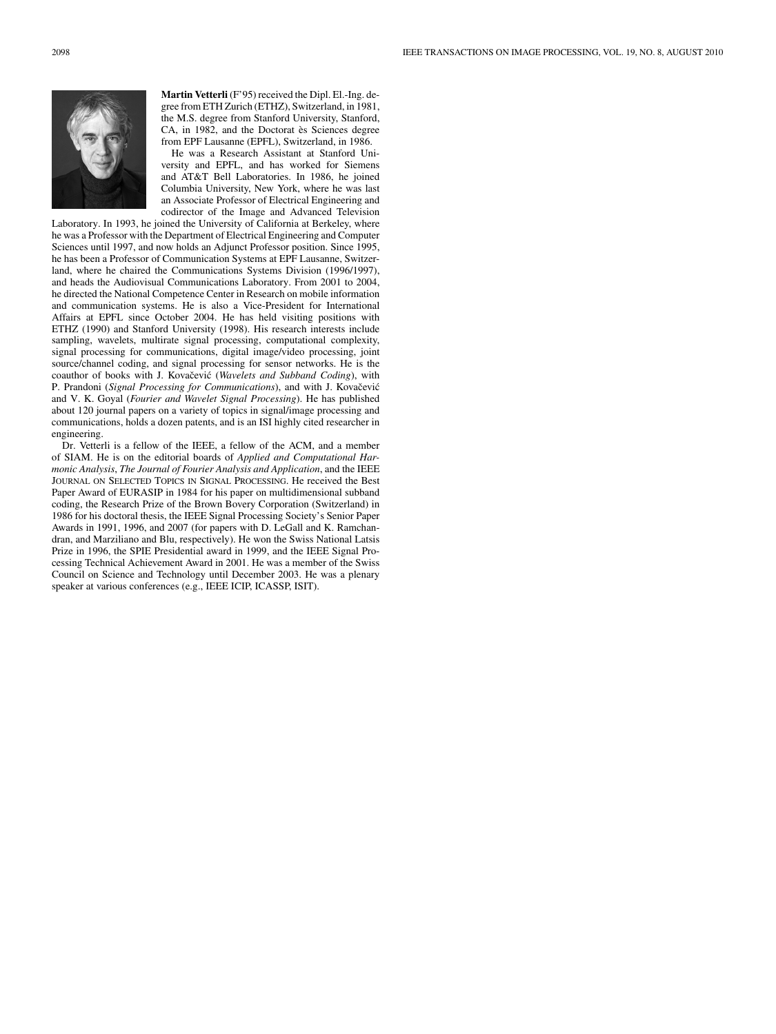**Martin Vetterli** (F'95) received the Dipl. El.-Ing. degree from ETH Zurich (ETHZ), Switzerland, in 1981, the M.S. degree from Stanford University, Stanford, CA, in 1982, and the Doctorat ès Sciences degree from EPF Lausanne (EPFL), Switzerland, in 1986.

He was a Research Assistant at Stanford University and EPFL, and has worked for Siemens and AT&T Bell Laboratories. In 1986, he joined Columbia University, New York, where he was last an Associate Professor of Electrical Engineering and codirector of the Image and Advanced Television Laboratory. In 1993, he joined the University of California at Berkeley, where he was a Professor with the Department of Electrical Engineering and Computer Sciences until 1997, and now holds an Adjunct Professor position. Since 1995, he has been a Professor of Communication Systems at EPF Lausanne, Switzerland, where he chaired the Communications Systems Division (1996/1997), and heads the Audiovisual Communications Laboratory. From 2001 to 2004, he directed the National Competence Center in Research on mobile information and communication systems. He is also a Vice-President for International Affairs at EPFL since October 2004. He has held visiting positions with ETHZ (1990) and Stanford University (1998). His research interests include sampling, wavelets, multirate signal processing, computational complexity, signal processing for communications, digital image/video processing, joint source/channel coding, and signal processing for sensor networks. He is the coauthor of books with J. Kovačević (*Wavelets and Subband Coding*), with P. Prandoni (*Signal Processing for Communications*), and with J. Kovačević and V. K. Goyal (*Fourier and Wavelet Signal Processing*). He has published about 120 journal papers on a variety of topics in signal/image processing and communications, holds a dozen patents, and is an ISI highly cited researcher in engineering.

Dr. Vetterli is a fellow of the IEEE, a fellow of the ACM, and a member of SIAM. He is on the editorial boards of *Applied and Computational Harmonic Analysis*, *The Journal of Fourier Analysis and Application*, and the IEEE JOURNAL ON SELECTED TOPICS IN SIGNAL PROCESSING. He received the Best Paper Award of EURASIP in 1984 for his paper on multidimensional subband coding, the Research Prize of the Brown Bovery Corporation (Switzerland) in 1986 for his doctoral thesis, the IEEE Signal Processing Society's Senior Paper Awards in 1991, 1996, and 2007 (for papers with D. LeGall and K. Ramchandran, and Marziliano and Blu, respectively). He won the Swiss National Latsis Prize in 1996, the SPIE Presidential award in 1999, and the IEEE Signal Processing Technical Achievement Award in 2001. He was a member of the Swiss Council on Science and Technology until December 2003. He was a plenary speaker at various conferences (e.g., IEEE ICIP, ICASSP, ISIT).